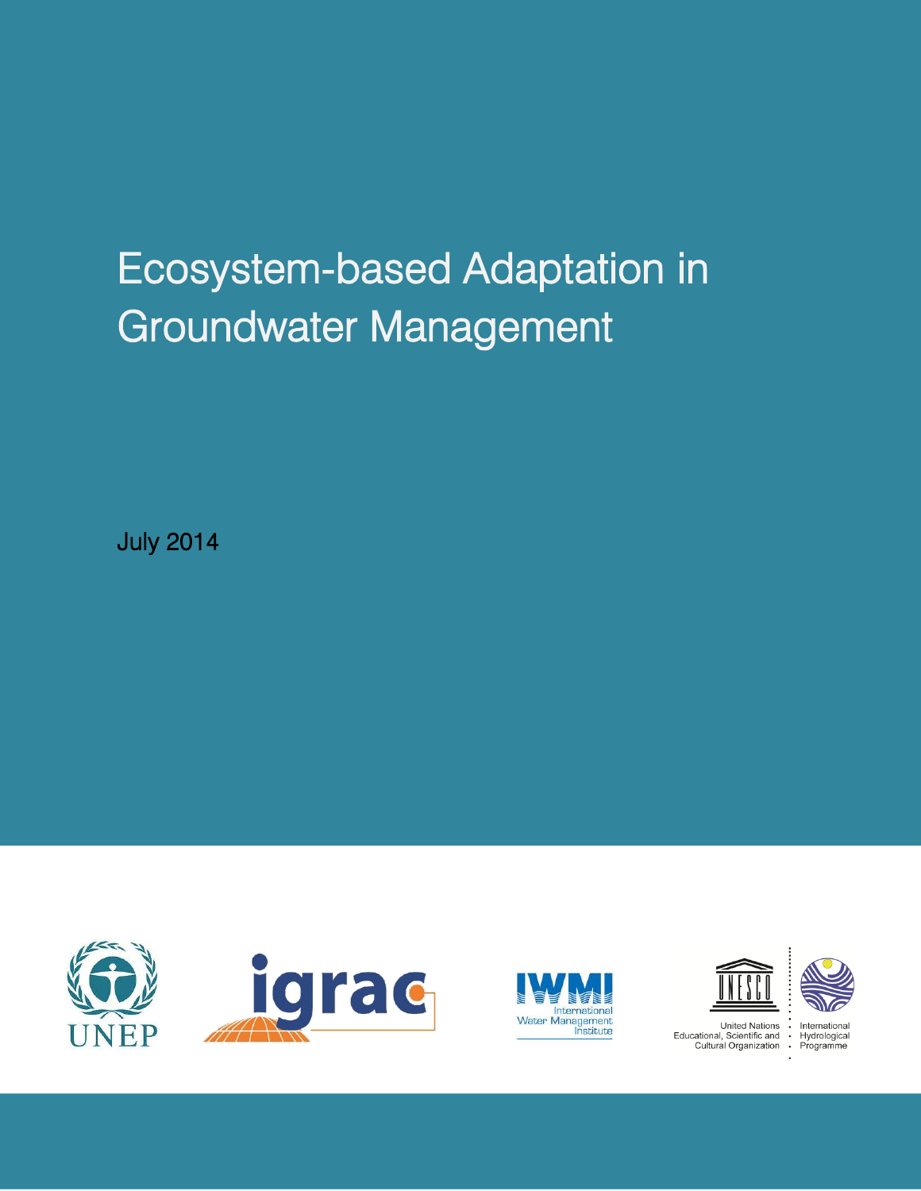# Ecosystem-based Adaptation in Groundwater Management

July 2014

UNEP

igrac

IWMI International Water Management Institute

United Nations Educational, Scientific and Cultural Organization

International Hydrological Programme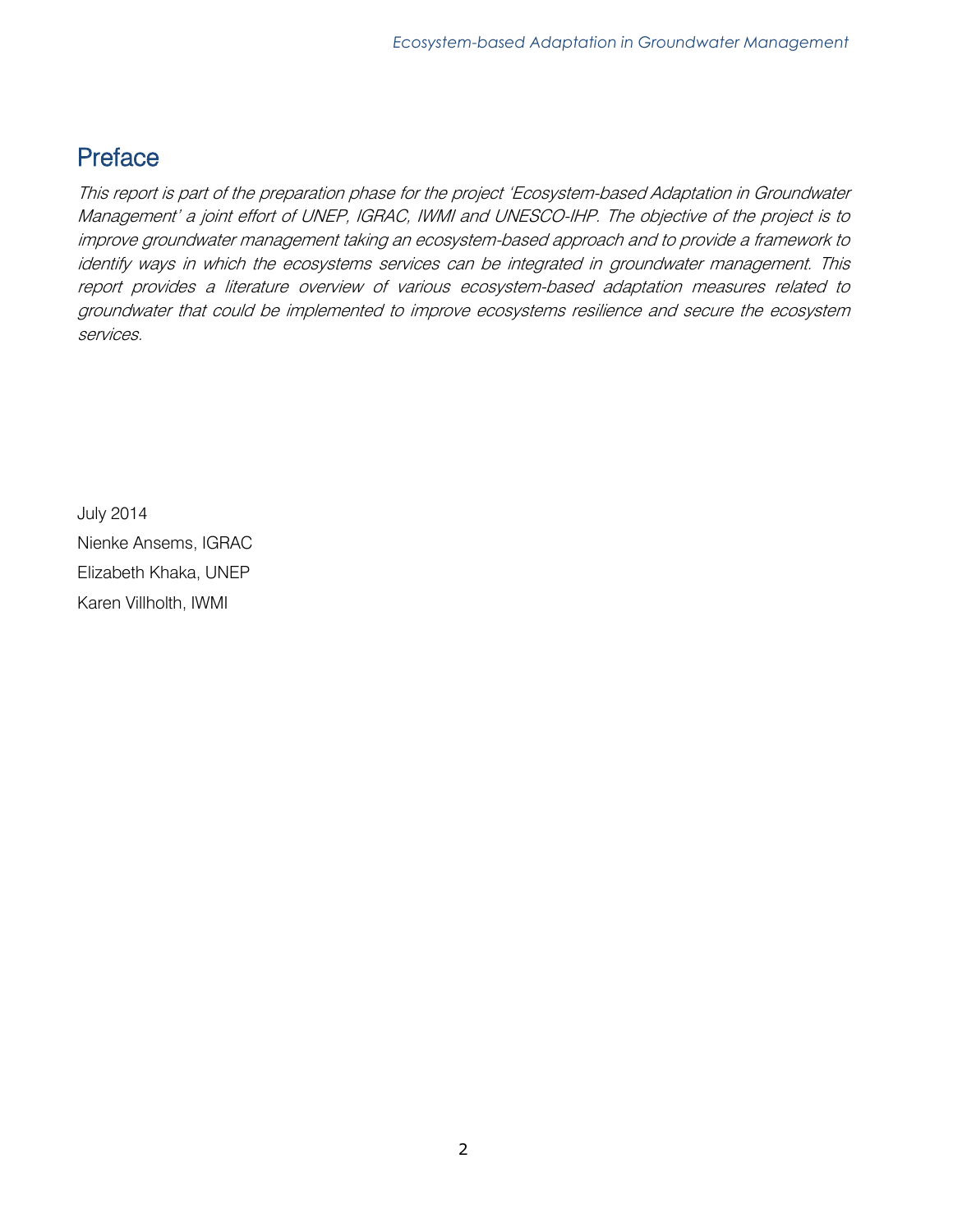# Preface

*This report is part of the preparation phase for the project 'Ecosystem-based Adaptation in Groundwater Management' a joint effort of UNEP, IGRAC, IWMI and UNESCO-IHP. The objective of the project is to improve groundwater management taking an ecosystem-based approach and to provide a framework to identify ways in which the ecosystems services can be integrated in groundwater management. This report provides a literature overview of various ecosystem-based adaptation measures related to groundwater that could be implemented to improve ecosystems resilience and secure the ecosystem services.*

July 2014

Nienke Ansems, IGRAC

Elizabeth Khaka, UNEP

Karen Villholth, IWMI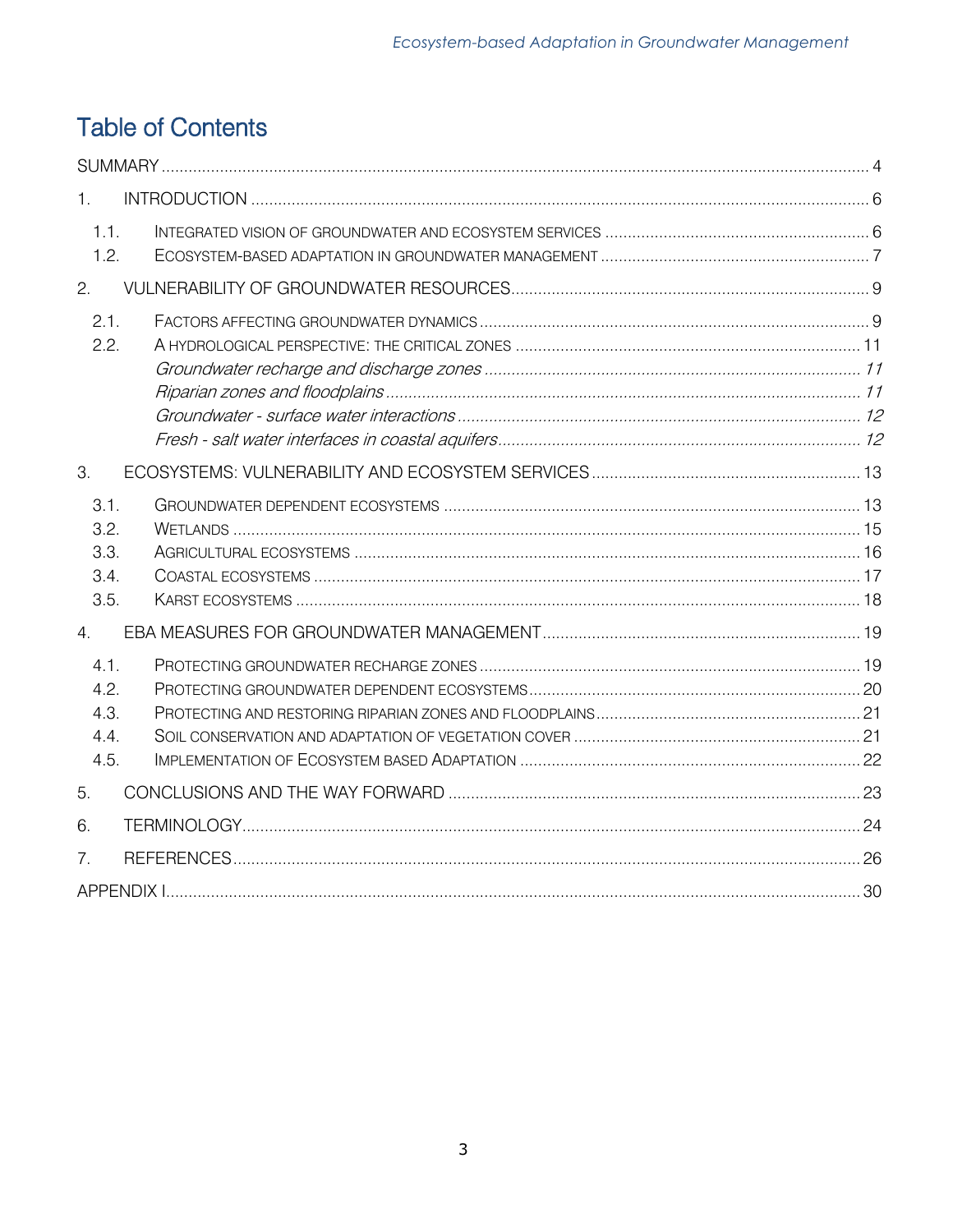# Table of Contents

SUMMARY ..... 4

1. INTRODUCTION ..... 6
   - 1.1. INTEGRATED VISION OF GROUNDWATER AND ECOSYSTEM SERVICES ..... 6
   - 1.2. ECOSYSTEM-BASED ADAPTATION IN GROUNDWATER MANAGEMENT ..... 7
2. VULNERABILITY OF GROUNDWATER RESOURCES ..... 9
   - 2.1. FACTORS AFFECTING GROUNDWATER DYNAMICS ..... 9
   - 2.2. A HYDROLOGICAL PERSPECTIVE: THE CRITICAL ZONES ..... 11
     - *Groundwater recharge and discharge zones ..... 11*
     - *Riparian zones and floodplains ..... 11*
     - *Groundwater - surface water interactions ..... 12*
     - *Fresh - salt water interfaces in coastal aquifers ..... 12*
3. ECOSYSTEMS: VULNERABILITY AND ECOSYSTEM SERVICES ..... 13
   - 3.1. GROUNDWATER DEPENDENT ECOSYSTEMS ..... 13
   - 3.2. WETLANDS ..... 15
   - 3.3. AGRICULTURAL ECOSYSTEMS ..... 16
   - 3.4. COASTAL ECOSYSTEMS ..... 17
   - 3.5. KARST ECOSYSTEMS ..... 18
4. EBA MEASURES FOR GROUNDWATER MANAGEMENT ..... 19
   - 4.1. PROTECTING GROUNDWATER RECHARGE ZONES ..... 19
   - 4.2. PROTECTING GROUNDWATER DEPENDENT ECOSYSTEMS ..... 20
   - 4.3. PROTECTING AND RESTORING RIPARIAN ZONES AND FLOODPLAINS ..... 21
   - 4.4. SOIL CONSERVATION AND ADAPTATION OF VEGETATION COVER ..... 21
   - 4.5. IMPLEMENTATION OF ECOSYSTEM BASED ADAPTATION ..... 22
5. CONCLUSIONS AND THE WAY FORWARD ..... 23
6. TERMINOLOGY ..... 24
7. REFERENCES ..... 26

APPENDIX I ..... 30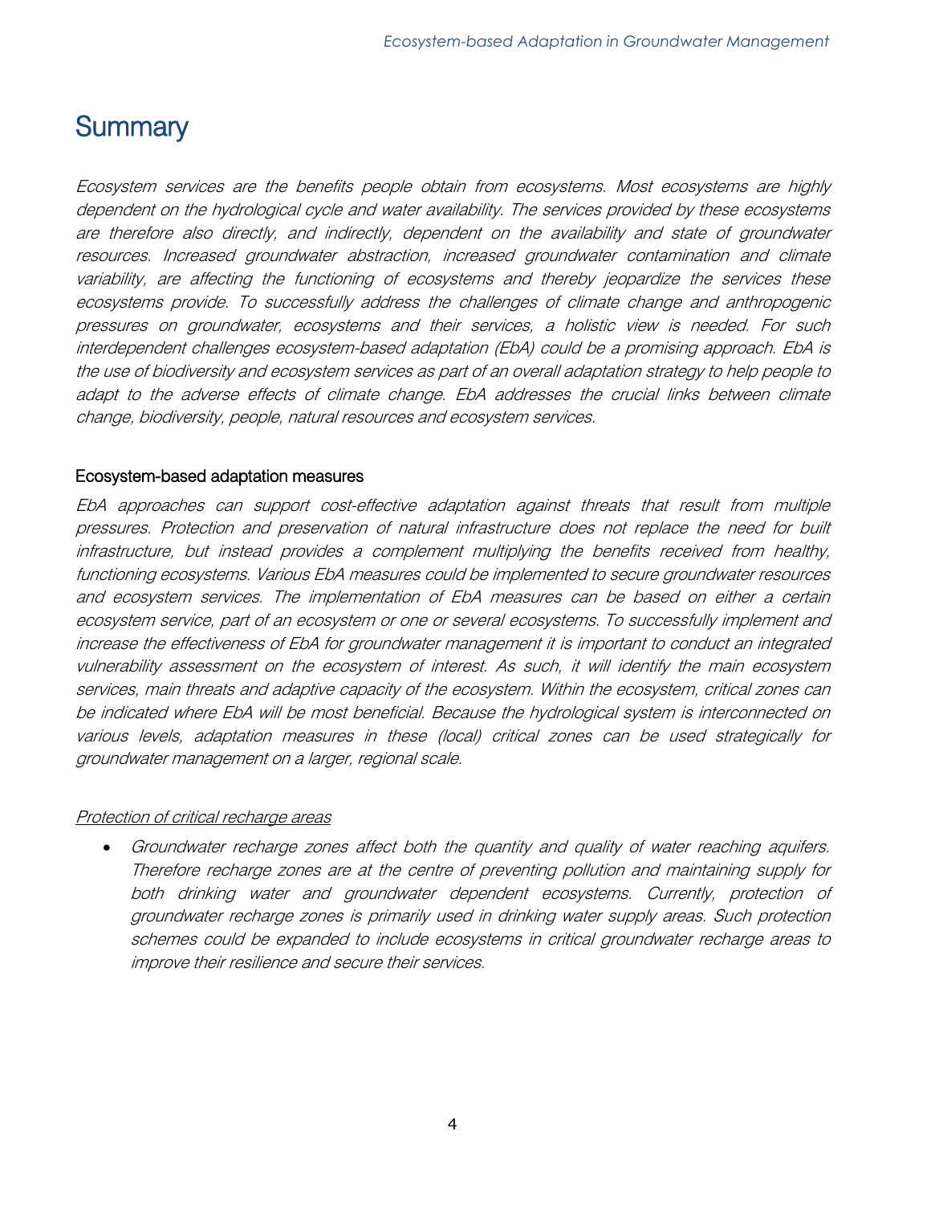# Summary

*Ecosystem services are the benefits people obtain from ecosystems. Most ecosystems are highly dependent on the hydrological cycle and water availability. The services provided by these ecosystems are therefore also directly, and indirectly, dependent on the availability and state of groundwater resources. Increased groundwater abstraction, increased groundwater contamination and climate variability, are affecting the functioning of ecosystems and thereby jeopardize the services these ecosystems provide. To successfully address the challenges of climate change and anthropogenic pressures on groundwater, ecosystems and their services, a holistic view is needed. For such interdependent challenges ecosystem-based adaptation (EbA) could be a promising approach. EbA is the use of biodiversity and ecosystem services as part of an overall adaptation strategy to help people to adapt to the adverse effects of climate change. EbA addresses the crucial links between climate change, biodiversity, people, natural resources and ecosystem services.*

## Ecosystem-based adaptation measures

*EbA approaches can support cost-effective adaptation against threats that result from multiple pressures. Protection and preservation of natural infrastructure does not replace the need for built infrastructure, but instead provides a complement multiplying the benefits received from healthy, functioning ecosystems. Various EbA measures could be implemented to secure groundwater resources and ecosystem services. The implementation of EbA measures can be based on either a certain ecosystem service, part of an ecosystem or one or several ecosystems. To successfully implement and increase the effectiveness of EbA for groundwater management it is important to conduct an integrated vulnerability assessment on the ecosystem of interest. As such, it will identify the main ecosystem services, main threats and adaptive capacity of the ecosystem. Within the ecosystem, critical zones can be indicated where EbA will be most beneficial. Because the hydrological system is interconnected on various levels, adaptation measures in these (local) critical zones can be used strategically for groundwater management on a larger, regional scale.*

<u>*Protection of critical recharge areas*</u>

- *Groundwater recharge zones affect both the quantity and quality of water reaching aquifers. Therefore recharge zones are at the centre of preventing pollution and maintaining supply for both drinking water and groundwater dependent ecosystems. Currently, protection of groundwater recharge zones is primarily used in drinking water supply areas. Such protection schemes could be expanded to include ecosystems in critical groundwater recharge areas to improve their resilience and secure their services.*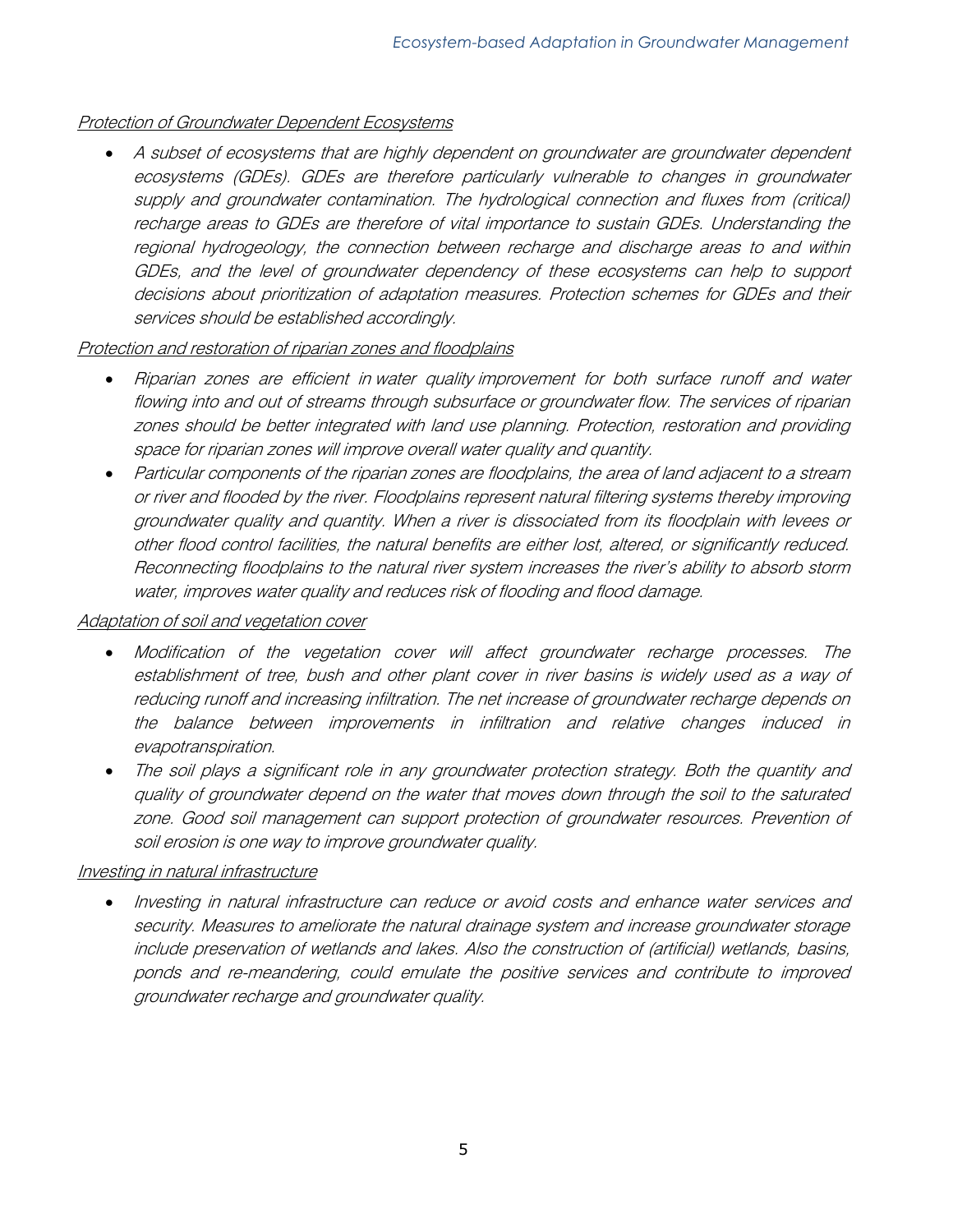*Protection of Groundwater Dependent Ecosystems*

- *A subset of ecosystems that are highly dependent on groundwater are groundwater dependent ecosystems (GDEs). GDEs are therefore particularly vulnerable to changes in groundwater supply and groundwater contamination. The hydrological connection and fluxes from (critical) recharge areas to GDEs are therefore of vital importance to sustain GDEs. Understanding the regional hydrogeology, the connection between recharge and discharge areas to and within GDEs, and the level of groundwater dependency of these ecosystems can help to support decisions about prioritization of adaptation measures. Protection schemes for GDEs and their services should be established accordingly.*

*Protection and restoration of riparian zones and floodplains*

- *Riparian zones are efficient in water quality improvement for both surface runoff and water flowing into and out of streams through subsurface or groundwater flow. The services of riparian zones should be better integrated with land use planning. Protection, restoration and providing space for riparian zones will improve overall water quality and quantity.*
- *Particular components of the riparian zones are floodplains, the area of land adjacent to a stream or river and flooded by the river. Floodplains represent natural filtering systems thereby improving groundwater quality and quantity. When a river is dissociated from its floodplain with levees or other flood control facilities, the natural benefits are either lost, altered, or significantly reduced. Reconnecting floodplains to the natural river system increases the river's ability to absorb storm water, improves water quality and reduces risk of flooding and flood damage.*

*Adaptation of soil and vegetation cover*

- *Modification of the vegetation cover will affect groundwater recharge processes. The establishment of tree, bush and other plant cover in river basins is widely used as a way of reducing runoff and increasing infiltration. The net increase of groundwater recharge depends on the balance between improvements in infiltration and relative changes induced in evapotranspiration.*
- *The soil plays a significant role in any groundwater protection strategy. Both the quantity and quality of groundwater depend on the water that moves down through the soil to the saturated zone. Good soil management can support protection of groundwater resources. Prevention of soil erosion is one way to improve groundwater quality.*

*Investing in natural infrastructure*

- *Investing in natural infrastructure can reduce or avoid costs and enhance water services and security. Measures to ameliorate the natural drainage system and increase groundwater storage include preservation of wetlands and lakes. Also the construction of (artificial) wetlands, basins, ponds and re-meandering, could emulate the positive services and contribute to improved groundwater recharge and groundwater quality.*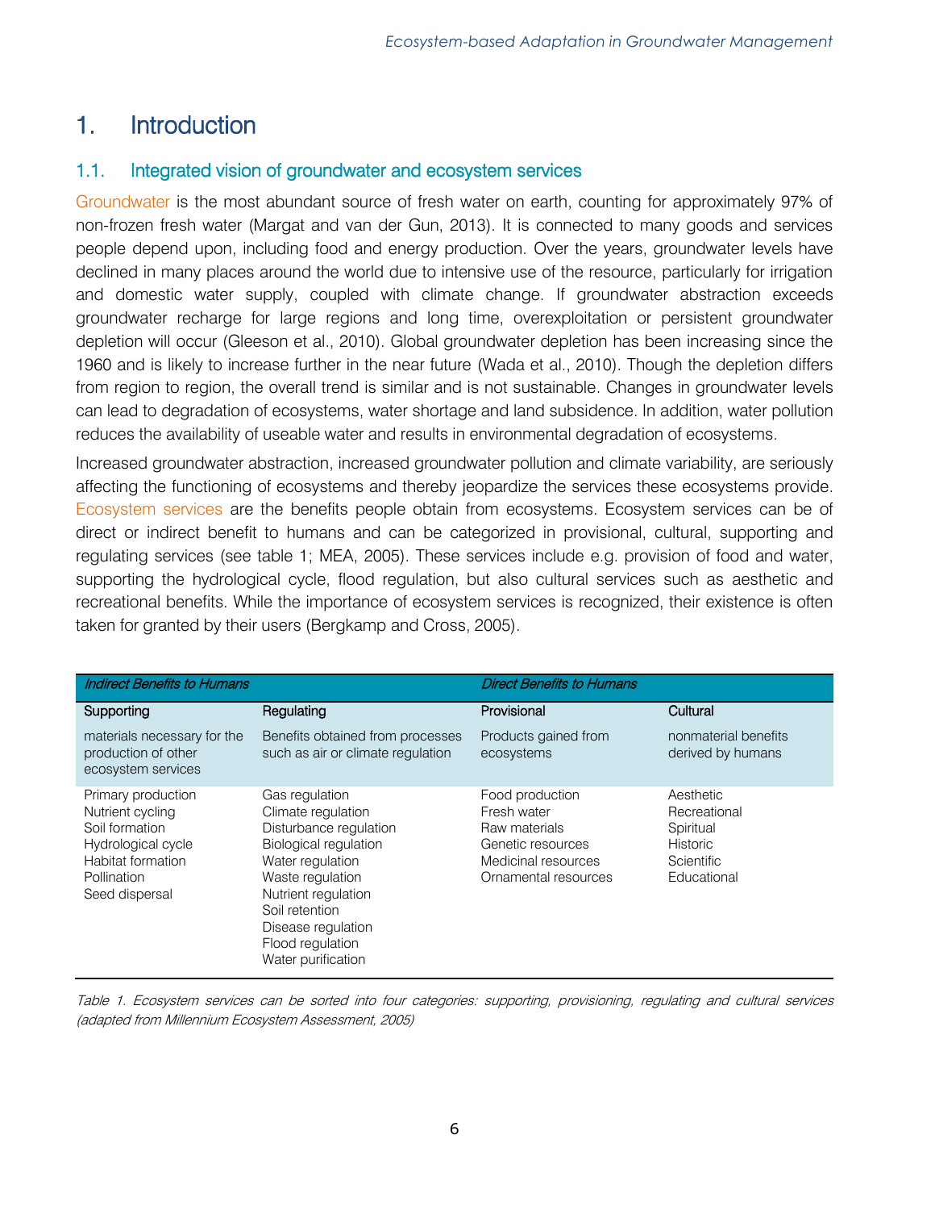# 1. Introduction

## 1.1. Integrated vision of groundwater and ecosystem services

Groundwater is the most abundant source of fresh water on earth, counting for approximately 97% of non-frozen fresh water (Margat and van der Gun, 2013). It is connected to many goods and services people depend upon, including food and energy production. Over the years, groundwater levels have declined in many places around the world due to intensive use of the resource, particularly for irrigation and domestic water supply, coupled with climate change. If groundwater abstraction exceeds groundwater recharge for large regions and long time, overexploitation or persistent groundwater depletion will occur (Gleeson et al., 2010). Global groundwater depletion has been increasing since the 1960 and is likely to increase further in the near future (Wada et al., 2010). Though the depletion differs from region to region, the overall trend is similar and is not sustainable. Changes in groundwater levels can lead to degradation of ecosystems, water shortage and land subsidence. In addition, water pollution reduces the availability of useable water and results in environmental degradation of ecosystems.

Increased groundwater abstraction, increased groundwater pollution and climate variability, are seriously affecting the functioning of ecosystems and thereby jeopardize the services these ecosystems provide. Ecosystem services are the benefits people obtain from ecosystems. Ecosystem services can be of direct or indirect benefit to humans and can be categorized in provisional, cultural, supporting and regulating services (see table 1; MEA, 2005). These services include e.g. provision of food and water, supporting the hydrological cycle, flood regulation, but also cultural services such as aesthetic and recreational benefits. While the importance of ecosystem services is recognized, their existence is often taken for granted by their users (Bergkamp and Cross, 2005).

| *Indirect Benefits to Humans* | | *Direct Benefits to Humans* | |
|---|---|---|---|
| Supporting | Regulating | Provisional | Cultural |
| materials necessary for the production of other ecosystem services | Benefits obtained from processes such as air or climate regulation | Products gained from ecosystems | nonmaterial benefits derived by humans |
| Primary production<br>Nutrient cycling<br>Soil formation<br>Hydrological cycle<br>Habitat formation<br>Pollination<br>Seed dispersal | Gas regulation<br>Climate regulation<br>Disturbance regulation<br>Biological regulation<br>Water regulation<br>Waste regulation<br>Nutrient regulation<br>Soil retention<br>Disease regulation<br>Flood regulation<br>Water purification | Food production<br>Fresh water<br>Raw materials<br>Genetic resources<br>Medicinal resources<br>Ornamental resources | Aesthetic<br>Recreational<br>Spiritual<br>Historic<br>Scientific<br>Educational |

*Table 1. Ecosystem services can be sorted into four categories: supporting, provisioning, regulating and cultural services (adapted from Millennium Ecosystem Assessment, 2005)*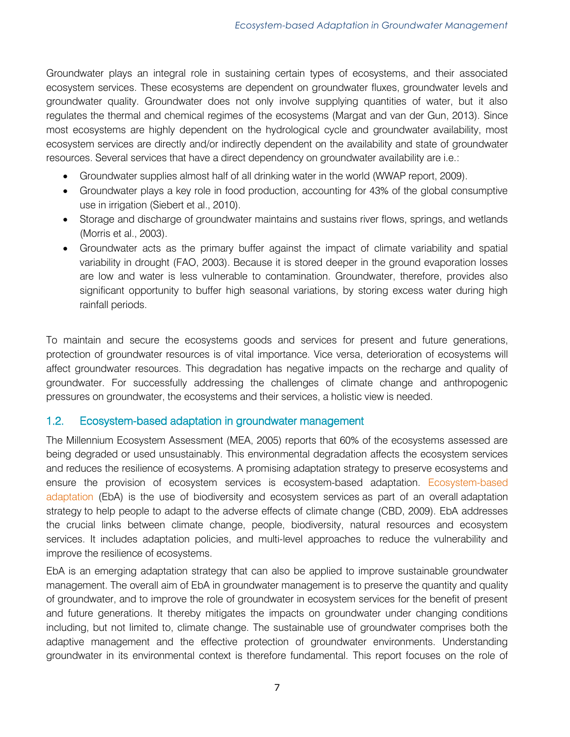Groundwater plays an integral role in sustaining certain types of ecosystems, and their associated ecosystem services. These ecosystems are dependent on groundwater fluxes, groundwater levels and groundwater quality. Groundwater does not only involve supplying quantities of water, but it also regulates the thermal and chemical regimes of the ecosystems (Margat and van der Gun, 2013). Since most ecosystems are highly dependent on the hydrological cycle and groundwater availability, most ecosystem services are directly and/or indirectly dependent on the availability and state of groundwater resources. Several services that have a direct dependency on groundwater availability are i.e.:

- Groundwater supplies almost half of all drinking water in the world (WWAP report, 2009).
- Groundwater plays a key role in food production, accounting for 43% of the global consumptive use in irrigation (Siebert et al., 2010).
- Storage and discharge of groundwater maintains and sustains river flows, springs, and wetlands (Morris et al., 2003).
- Groundwater acts as the primary buffer against the impact of climate variability and spatial variability in drought (FAO, 2003). Because it is stored deeper in the ground evaporation losses are low and water is less vulnerable to contamination. Groundwater, therefore, provides also significant opportunity to buffer high seasonal variations, by storing excess water during high rainfall periods.

To maintain and secure the ecosystems goods and services for present and future generations, protection of groundwater resources is of vital importance. Vice versa, deterioration of ecosystems will affect groundwater resources. This degradation has negative impacts on the recharge and quality of groundwater. For successfully addressing the challenges of climate change and anthropogenic pressures on groundwater, the ecosystems and their services, a holistic view is needed.

## 1.2. Ecosystem-based adaptation in groundwater management

The Millennium Ecosystem Assessment (MEA, 2005) reports that 60% of the ecosystems assessed are being degraded or used unsustainably. This environmental degradation affects the ecosystem services and reduces the resilience of ecosystems. A promising adaptation strategy to preserve ecosystems and ensure the provision of ecosystem services is ecosystem-based adaptation. Ecosystem-based adaptation (EbA) is the use of biodiversity and ecosystem services as part of an overall adaptation strategy to help people to adapt to the adverse effects of climate change (CBD, 2009). EbA addresses the crucial links between climate change, people, biodiversity, natural resources and ecosystem services. It includes adaptation policies, and multi-level approaches to reduce the vulnerability and improve the resilience of ecosystems.

EbA is an emerging adaptation strategy that can also be applied to improve sustainable groundwater management. The overall aim of EbA in groundwater management is to preserve the quantity and quality of groundwater, and to improve the role of groundwater in ecosystem services for the benefit of present and future generations. It thereby mitigates the impacts on groundwater under changing conditions including, but not limited to, climate change. The sustainable use of groundwater comprises both the adaptive management and the effective protection of groundwater environments. Understanding groundwater in its environmental context is therefore fundamental. This report focuses on the role of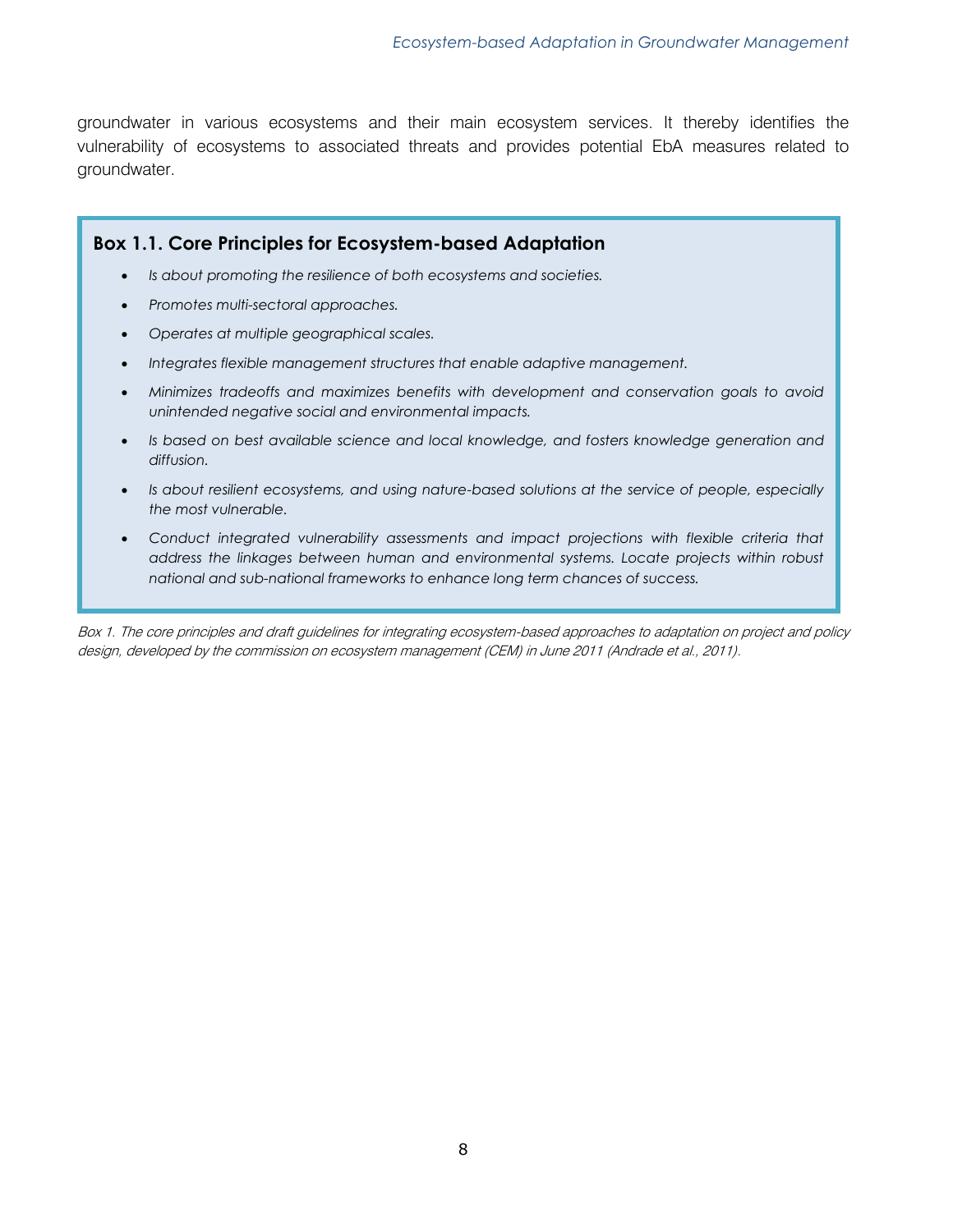groundwater in various ecosystems and their main ecosystem services. It thereby identifies the vulnerability of ecosystems to associated threats and provides potential EbA measures related to groundwater.

### Box 1.1. Core Principles for Ecosystem-based Adaptation

- *Is about promoting the resilience of both ecosystems and societies.*
- *Promotes multi-sectoral approaches.*
- *Operates at multiple geographical scales.*
- *Integrates flexible management structures that enable adaptive management.*
- *Minimizes tradeoffs and maximizes benefits with development and conservation goals to avoid unintended negative social and environmental impacts.*
- *Is based on best available science and local knowledge, and fosters knowledge generation and diffusion.*
- *Is about resilient ecosystems, and using nature-based solutions at the service of people, especially the most vulnerable.*
- *Conduct integrated vulnerability assessments and impact projections with flexible criteria that address the linkages between human and environmental systems. Locate projects within robust national and sub-national frameworks to enhance long term chances of success.*

*Box 1. The core principles and draft guidelines for integrating ecosystem-based approaches to adaptation on project and policy design, developed by the commission on ecosystem management (CEM) in June 2011 (Andrade et al., 2011).*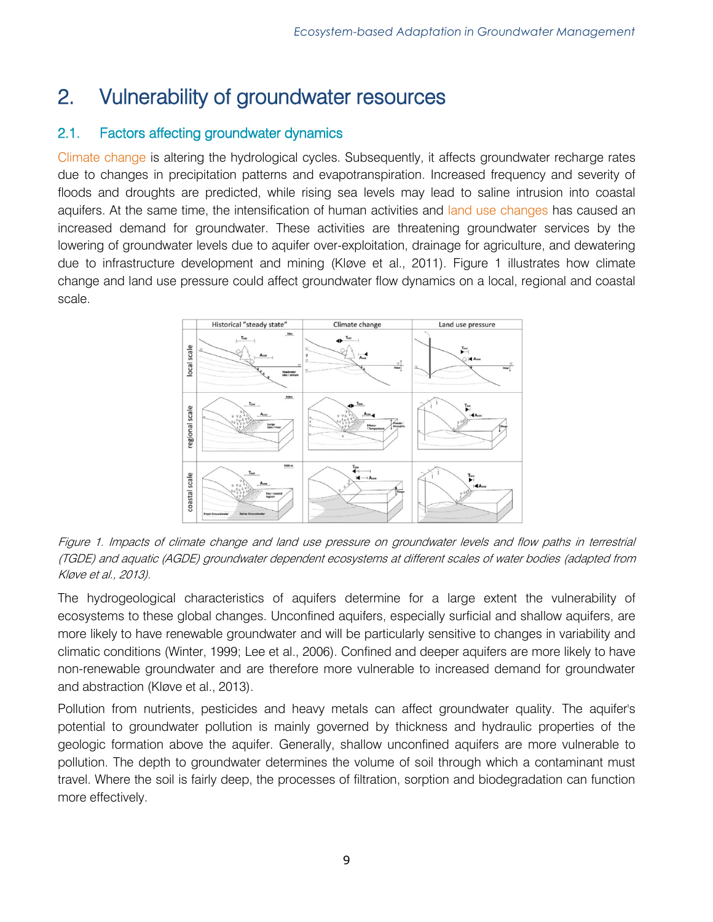# 2. Vulnerability of groundwater resources

## 2.1. Factors affecting groundwater dynamics

Climate change is altering the hydrological cycles. Subsequently, it affects groundwater recharge rates due to changes in precipitation patterns and evapotranspiration. Increased frequency and severity of floods and droughts are predicted, while rising sea levels may lead to saline intrusion into coastal aquifers. At the same time, the intensification of human activities and land use changes has caused an increased demand for groundwater. These activities are threatening groundwater services by the lowering of groundwater levels due to aquifer over-exploitation, drainage for agriculture, and dewatering due to infrastructure development and mining (Kløve et al., 2011). Figure 1 illustrates how climate change and land use pressure could affect groundwater flow dynamics on a local, regional and coastal scale.

*Figure 1. Impacts of climate change and land use pressure on groundwater levels and flow paths in terrestrial (TGDE) and aquatic (AGDE) groundwater dependent ecosystems at different scales of water bodies (adapted from Kløve et al., 2013).*

The hydrogeological characteristics of aquifers determine for a large extent the vulnerability of ecosystems to these global changes. Unconfined aquifers, especially surficial and shallow aquifers, are more likely to have renewable groundwater and will be particularly sensitive to changes in variability and climatic conditions (Winter, 1999; Lee et al., 2006). Confined and deeper aquifers are more likely to have non-renewable groundwater and are therefore more vulnerable to increased demand for groundwater and abstraction (Kløve et al., 2013).

Pollution from nutrients, pesticides and heavy metals can affect groundwater quality. The aquifer's potential to groundwater pollution is mainly governed by thickness and hydraulic properties of the geologic formation above the aquifer. Generally, shallow unconfined aquifers are more vulnerable to pollution. The depth to groundwater determines the volume of soil through which a contaminant must travel. Where the soil is fairly deep, the processes of filtration, sorption and biodegradation can function more effectively.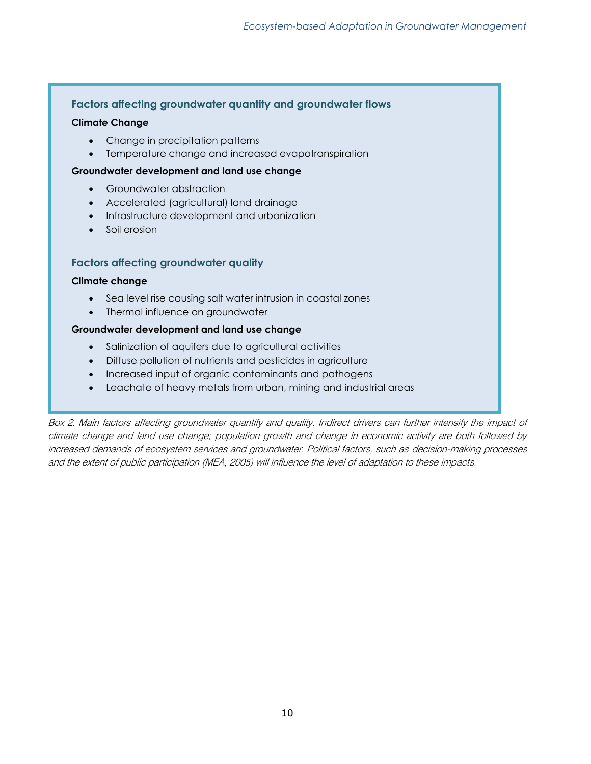### Factors affecting groundwater quantity and groundwater flows

**Climate Change**

- Change in precipitation patterns
- Temperature change and increased evapotranspiration

**Groundwater development and land use change**

- Groundwater abstraction
- Accelerated (agricultural) land drainage
- Infrastructure development and urbanization
- Soil erosion

### Factors affecting groundwater quality

**Climate change**

- Sea level rise causing salt water intrusion in coastal zones
- Thermal influence on groundwater

**Groundwater development and land use change**

- Salinization of aquifers due to agricultural activities
- Diffuse pollution of nutrients and pesticides in agriculture
- Increased input of organic contaminants and pathogens
- Leachate of heavy metals from urban, mining and industrial areas

*Box 2. Main factors affecting groundwater quantify and quality. Indirect drivers can further intensify the impact of climate change and land use change; population growth and change in economic activity are both followed by increased demands of ecosystem services and groundwater. Political factors, such as decision-making processes and the extent of public participation (MEA, 2005) will influence the level of adaptation to these impacts.*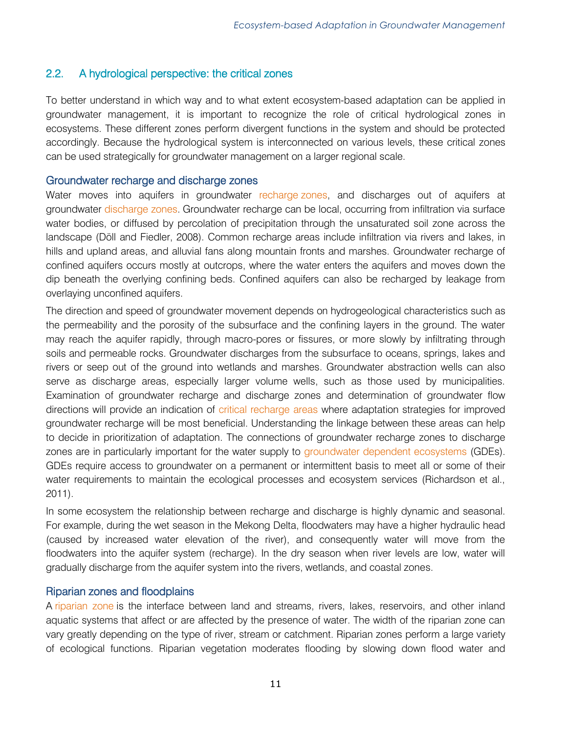## 2.2. A hydrological perspective: the critical zones

To better understand in which way and to what extent ecosystem-based adaptation can be applied in groundwater management, it is important to recognize the role of critical hydrological zones in ecosystems. These different zones perform divergent functions in the system and should be protected accordingly. Because the hydrological system is interconnected on various levels, these critical zones can be used strategically for groundwater management on a larger regional scale.

### Groundwater recharge and discharge zones

Water moves into aquifers in groundwater recharge zones, and discharges out of aquifers at groundwater discharge zones. Groundwater recharge can be local, occurring from infiltration via surface water bodies, or diffused by percolation of precipitation through the unsaturated soil zone across the landscape (Döll and Fiedler, 2008). Common recharge areas include infiltration via rivers and lakes, in hills and upland areas, and alluvial fans along mountain fronts and marshes. Groundwater recharge of confined aquifers occurs mostly at outcrops, where the water enters the aquifers and moves down the dip beneath the overlying confining beds. Confined aquifers can also be recharged by leakage from overlaying unconfined aquifers.

The direction and speed of groundwater movement depends on hydrogeological characteristics such as the permeability and the porosity of the subsurface and the confining layers in the ground. The water may reach the aquifer rapidly, through macro-pores or fissures, or more slowly by infiltrating through soils and permeable rocks. Groundwater discharges from the subsurface to oceans, springs, lakes and rivers or seep out of the ground into wetlands and marshes. Groundwater abstraction wells can also serve as discharge areas, especially larger volume wells, such as those used by municipalities. Examination of groundwater recharge and discharge zones and determination of groundwater flow directions will provide an indication of critical recharge areas where adaptation strategies for improved groundwater recharge will be most beneficial. Understanding the linkage between these areas can help to decide in prioritization of adaptation. The connections of groundwater recharge zones to discharge zones are in particularly important for the water supply to groundwater dependent ecosystems (GDEs). GDEs require access to groundwater on a permanent or intermittent basis to meet all or some of their water requirements to maintain the ecological processes and ecosystem services (Richardson et al., 2011).

In some ecosystem the relationship between recharge and discharge is highly dynamic and seasonal. For example, during the wet season in the Mekong Delta, floodwaters may have a higher hydraulic head (caused by increased water elevation of the river), and consequently water will move from the floodwaters into the aquifer system (recharge). In the dry season when river levels are low, water will gradually discharge from the aquifer system into the rivers, wetlands, and coastal zones.

### Riparian zones and floodplains

A riparian zone is the interface between land and streams, rivers, lakes, reservoirs, and other inland aquatic systems that affect or are affected by the presence of water. The width of the riparian zone can vary greatly depending on the type of river, stream or catchment. Riparian zones perform a large variety of ecological functions. Riparian vegetation moderates flooding by slowing down flood water and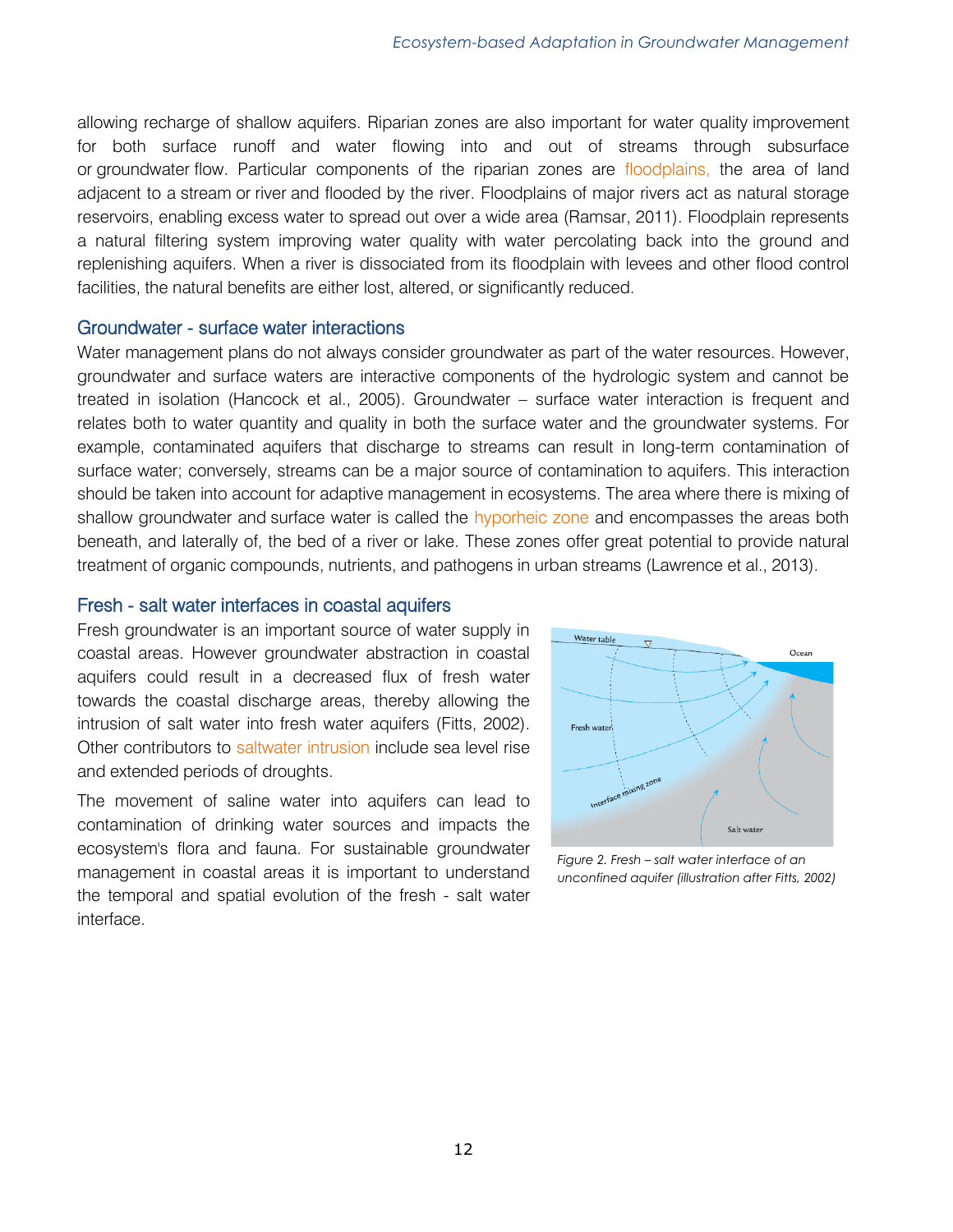allowing recharge of shallow aquifers. Riparian zones are also important for water quality improvement for both surface runoff and water flowing into and out of streams through subsurface or groundwater flow. Particular components of the riparian zones are floodplains, the area of land adjacent to a stream or river and flooded by the river. Floodplains of major rivers act as natural storage reservoirs, enabling excess water to spread out over a wide area (Ramsar, 2011). Floodplain represents a natural filtering system improving water quality with water percolating back into the ground and replenishing aquifers. When a river is dissociated from its floodplain with levees and other flood control facilities, the natural benefits are either lost, altered, or significantly reduced.

## Groundwater - surface water interactions

Water management plans do not always consider groundwater as part of the water resources. However, groundwater and surface waters are interactive components of the hydrologic system and cannot be treated in isolation (Hancock et al., 2005). Groundwater – surface water interaction is frequent and relates both to water quantity and quality in both the surface water and the groundwater systems. For example, contaminated aquifers that discharge to streams can result in long-term contamination of surface water; conversely, streams can be a major source of contamination to aquifers. This interaction should be taken into account for adaptive management in ecosystems. The area where there is mixing of shallow groundwater and surface water is called the hyporheic zone and encompasses the areas both beneath, and laterally of, the bed of a river or lake. These zones offer great potential to provide natural treatment of organic compounds, nutrients, and pathogens in urban streams (Lawrence et al., 2013).

## Fresh - salt water interfaces in coastal aquifers

Fresh groundwater is an important source of water supply in coastal areas. However groundwater abstraction in coastal aquifers could result in a decreased flux of fresh water towards the coastal discharge areas, thereby allowing the intrusion of salt water into fresh water aquifers (Fitts, 2002). Other contributors to saltwater intrusion include sea level rise and extended periods of droughts.

The movement of saline water into aquifers can lead to contamination of drinking water sources and impacts the ecosystem's flora and fauna. For sustainable groundwater management in coastal areas it is important to understand the temporal and spatial evolution of the fresh - salt water interface.

*Figure 2. Fresh – salt water interface of an unconfined aquifer (illustration after Fitts, 2002)*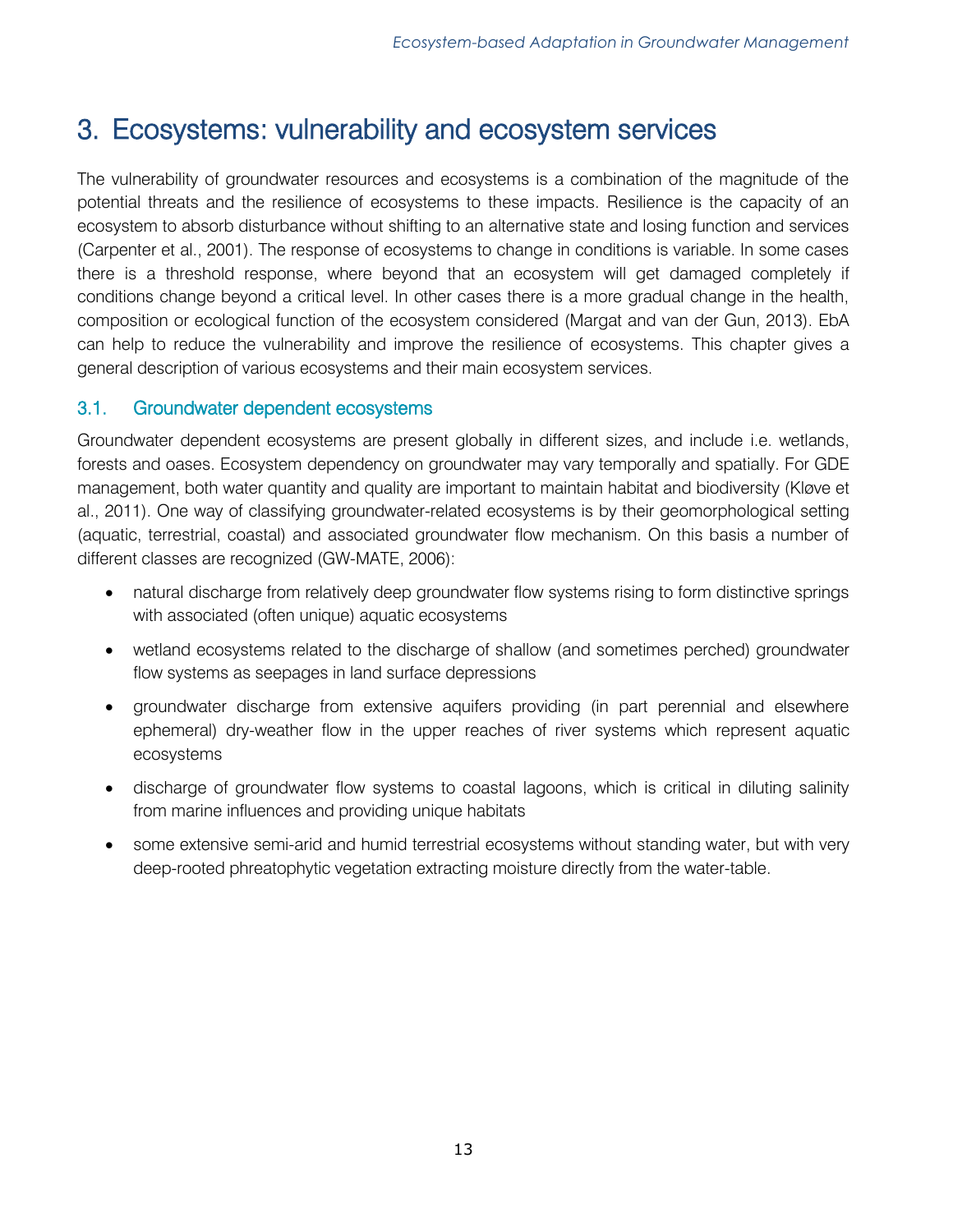# 3. Ecosystems: vulnerability and ecosystem services

The vulnerability of groundwater resources and ecosystems is a combination of the magnitude of the potential threats and the resilience of ecosystems to these impacts. Resilience is the capacity of an ecosystem to absorb disturbance without shifting to an alternative state and losing function and services (Carpenter et al., 2001). The response of ecosystems to change in conditions is variable. In some cases there is a threshold response, where beyond that an ecosystem will get damaged completely if conditions change beyond a critical level. In other cases there is a more gradual change in the health, composition or ecological function of the ecosystem considered (Margat and van der Gun, 2013). EbA can help to reduce the vulnerability and improve the resilience of ecosystems. This chapter gives a general description of various ecosystems and their main ecosystem services.

## 3.1. Groundwater dependent ecosystems

Groundwater dependent ecosystems are present globally in different sizes, and include i.e. wetlands, forests and oases. Ecosystem dependency on groundwater may vary temporally and spatially. For GDE management, both water quantity and quality are important to maintain habitat and biodiversity (Kløve et al., 2011). One way of classifying groundwater-related ecosystems is by their geomorphological setting (aquatic, terrestrial, coastal) and associated groundwater flow mechanism. On this basis a number of different classes are recognized (GW-MATE, 2006):

- natural discharge from relatively deep groundwater flow systems rising to form distinctive springs with associated (often unique) aquatic ecosystems
- wetland ecosystems related to the discharge of shallow (and sometimes perched) groundwater flow systems as seepages in land surface depressions
- groundwater discharge from extensive aquifers providing (in part perennial and elsewhere ephemeral) dry-weather flow in the upper reaches of river systems which represent aquatic ecosystems
- discharge of groundwater flow systems to coastal lagoons, which is critical in diluting salinity from marine influences and providing unique habitats
- some extensive semi-arid and humid terrestrial ecosystems without standing water, but with very deep-rooted phreatophytic vegetation extracting moisture directly from the water-table.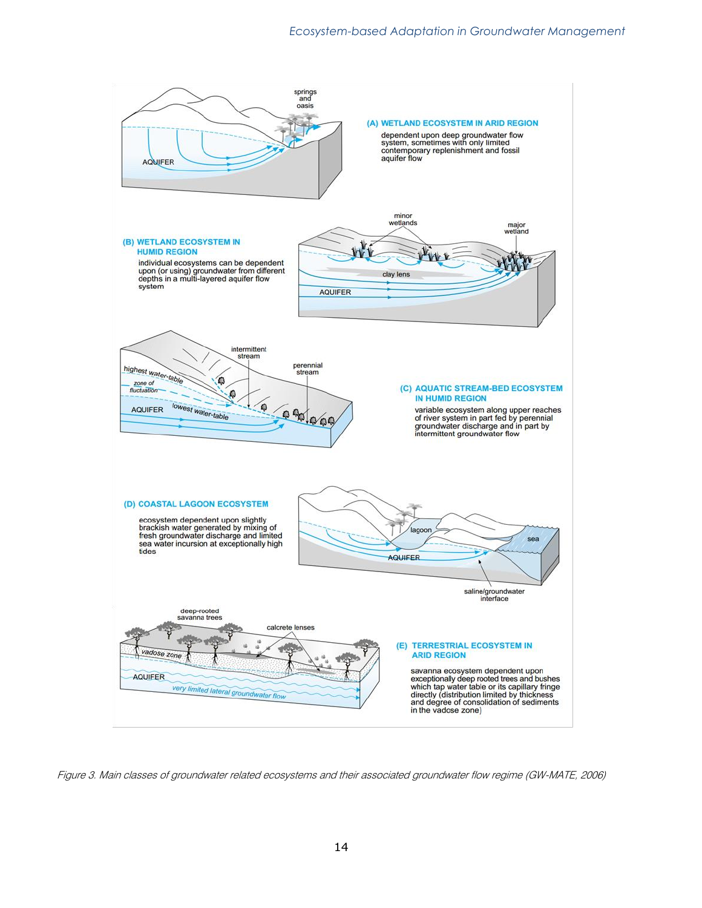**(A) WETLAND ECOSYSTEM IN ARID REGION**

dependent upon deep groundwater flow system, sometimes with only limited contemporary replenishment and fossil aquifer flow

**(B) WETLAND ECOSYSTEM IN HUMID REGION**

individual ecosystems can be dependent upon (or using) groundwater from different depths in a multi-layered aquifer flow system

**(C) AQUATIC STREAM-BED ECOSYSTEM IN HUMID REGION**

variable ecosystem along upper reaches of river system in part fed by perennial groundwater discharge and in part by intermittent groundwater flow

**(D) COASTAL LAGOON ECOSYSTEM**

ecosystem dependent upon slightly brackish water generated by mixing of fresh groundwater discharge and limited sea water incursion at exceptionally high tides

**(E) TERRESTRIAL ECOSYSTEM IN ARID REGION**

savanna ecosystem dependent upon exceptionally deep rooted trees and bushes which tap water table or its capillary fringe directly (distribution limited by thickness and degree of consolidation of sediments in the vadose zone)

*Figure 3. Main classes of groundwater related ecosystems and their associated groundwater flow regime (GW-MATE, 2006)*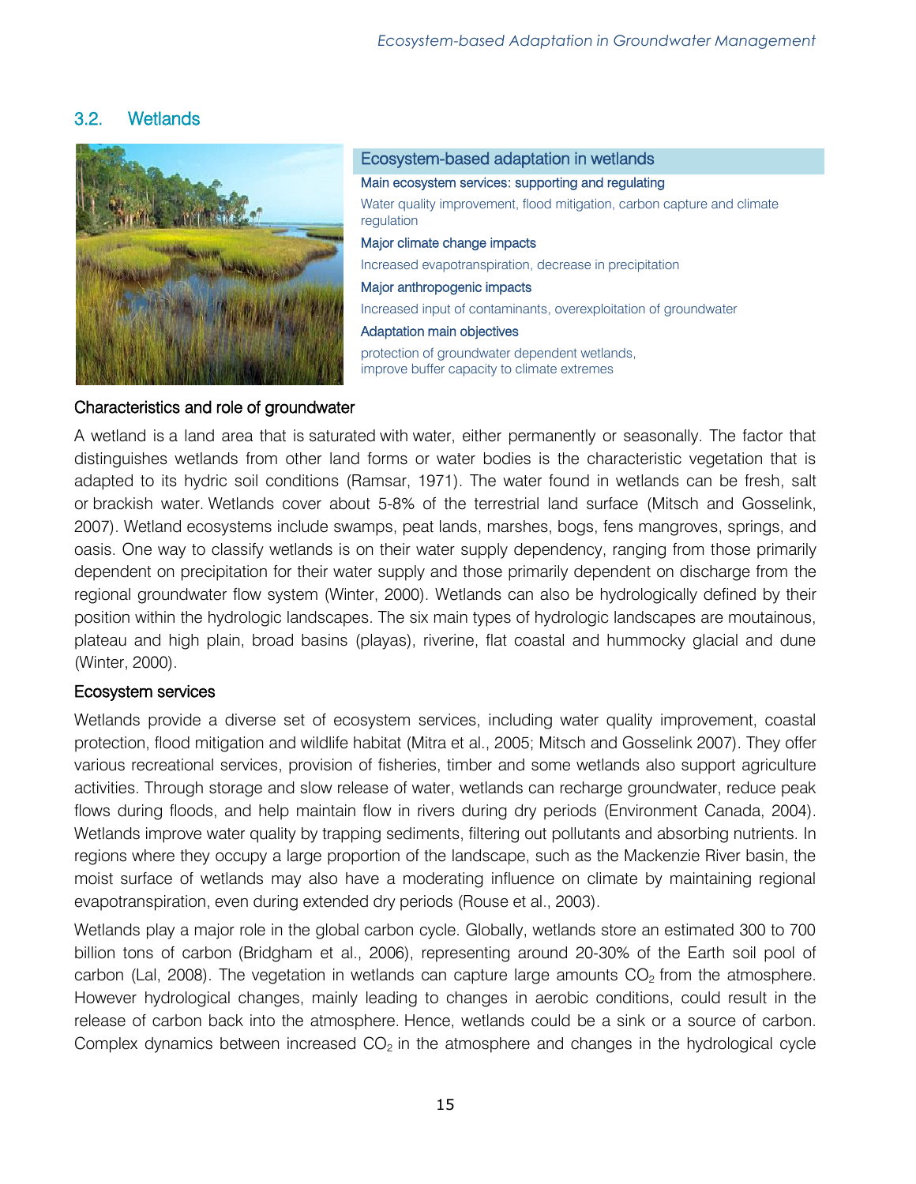## 3.2. Wetlands

### Ecosystem-based adaptation in wetlands

**Main ecosystem services: supporting and regulating**

Water quality improvement, flood mitigation, carbon capture and climate regulation

**Major climate change impacts**

Increased evapotranspiration, decrease in precipitation

**Major anthropogenic impacts**

Increased input of contaminants, overexploitation of groundwater

**Adaptation main objectives**

protection of groundwater dependent wetlands,
improve buffer capacity to climate extremes

### Characteristics and role of groundwater

A wetland is a land area that is saturated with water, either permanently or seasonally. The factor that distinguishes wetlands from other land forms or water bodies is the characteristic vegetation that is adapted to its hydric soil conditions (Ramsar, 1971). The water found in wetlands can be fresh, salt or brackish water. Wetlands cover about 5-8% of the terrestrial land surface (Mitsch and Gosselink, 2007). Wetland ecosystems include swamps, peat lands, marshes, bogs, fens mangroves, springs, and oasis. One way to classify wetlands is on their water supply dependency, ranging from those primarily dependent on precipitation for their water supply and those primarily dependent on discharge from the regional groundwater flow system (Winter, 2000). Wetlands can also be hydrologically defined by their position within the hydrologic landscapes. The six main types of hydrologic landscapes are moutainous, plateau and high plain, broad basins (playas), riverine, flat coastal and hummocky glacial and dune (Winter, 2000).

### Ecosystem services

Wetlands provide a diverse set of ecosystem services, including water quality improvement, coastal protection, flood mitigation and wildlife habitat (Mitra et al., 2005; Mitsch and Gosselink 2007). They offer various recreational services, provision of fisheries, timber and some wetlands also support agriculture activities. Through storage and slow release of water, wetlands can recharge groundwater, reduce peak flows during floods, and help maintain flow in rivers during dry periods (Environment Canada, 2004). Wetlands improve water quality by trapping sediments, filtering out pollutants and absorbing nutrients. In regions where they occupy a large proportion of the landscape, such as the Mackenzie River basin, the moist surface of wetlands may also have a moderating influence on climate by maintaining regional evapotranspiration, even during extended dry periods (Rouse et al., 2003).

Wetlands play a major role in the global carbon cycle. Globally, wetlands store an estimated 300 to 700 billion tons of carbon (Bridgham et al., 2006), representing around 20-30% of the Earth soil pool of carbon (Lal, 2008). The vegetation in wetlands can capture large amounts $CO_2$ from the atmosphere. However hydrological changes, mainly leading to changes in aerobic conditions, could result in the release of carbon back into the atmosphere. Hence, wetlands could be a sink or a source of carbon. Complex dynamics between increased $CO_2$ in the atmosphere and changes in the hydrological cycle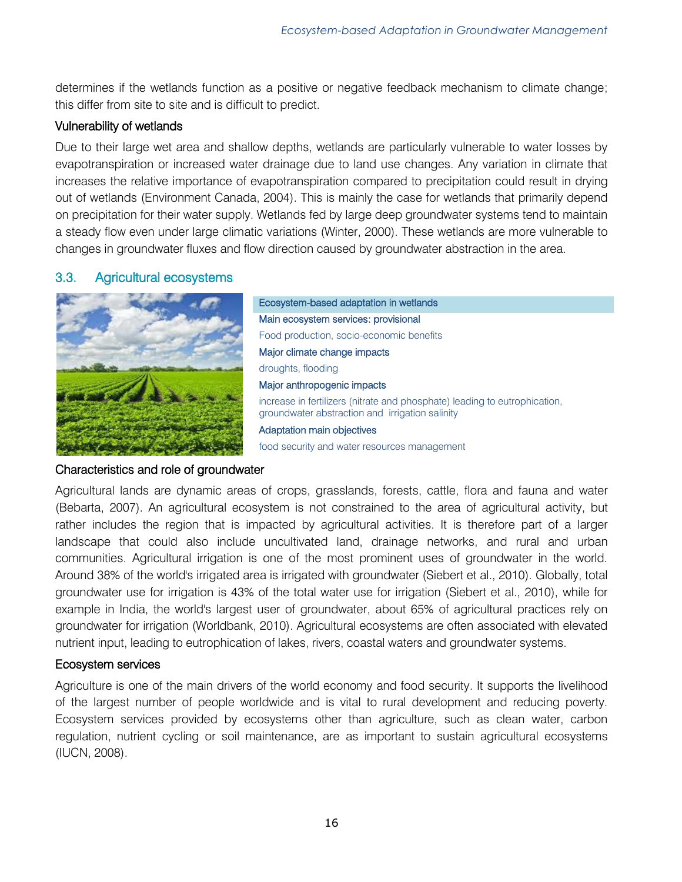determines if the wetlands function as a positive or negative feedback mechanism to climate change; this differ from site to site and is difficult to predict.

### Vulnerability of wetlands

Due to their large wet area and shallow depths, wetlands are particularly vulnerable to water losses by evapotranspiration or increased water drainage due to land use changes. Any variation in climate that increases the relative importance of evapotranspiration compared to precipitation could result in drying out of wetlands (Environment Canada, 2004). This is mainly the case for wetlands that primarily depend on precipitation for their water supply. Wetlands fed by large deep groundwater systems tend to maintain a steady flow even under large climatic variations (Winter, 2000). These wetlands are more vulnerable to changes in groundwater fluxes and flow direction caused by groundwater abstraction in the area.

## 3.3. Agricultural ecosystems

| Ecosystem-based adaptation in wetlands |
|---|
| **Main ecosystem services: provisional** |
| Food production, socio-economic benefits |
| **Major climate change impacts** |
| droughts, flooding |
| **Major anthropogenic impacts** |
| increase in fertilizers (nitrate and phosphate) leading to eutrophication, groundwater abstraction and irrigation salinity |
| **Adaptation main objectives** |
| food security and water resources management |

### Characteristics and role of groundwater

Agricultural lands are dynamic areas of crops, grasslands, forests, cattle, flora and fauna and water (Bebarta, 2007). An agricultural ecosystem is not constrained to the area of agricultural activity, but rather includes the region that is impacted by agricultural activities. It is therefore part of a larger landscape that could also include uncultivated land, drainage networks, and rural and urban communities. Agricultural irrigation is one of the most prominent uses of groundwater in the world. Around 38% of the world's irrigated area is irrigated with groundwater (Siebert et al., 2010). Globally, total groundwater use for irrigation is 43% of the total water use for irrigation (Siebert et al., 2010), while for example in India, the world's largest user of groundwater, about 65% of agricultural practices rely on groundwater for irrigation (Worldbank, 2010). Agricultural ecosystems are often associated with elevated nutrient input, leading to eutrophication of lakes, rivers, coastal waters and groundwater systems.

### Ecosystem services

Agriculture is one of the main drivers of the world economy and food security. It supports the livelihood of the largest number of people worldwide and is vital to rural development and reducing poverty. Ecosystem services provided by ecosystems other than agriculture, such as clean water, carbon regulation, nutrient cycling or soil maintenance, are as important to sustain agricultural ecosystems (IUCN, 2008).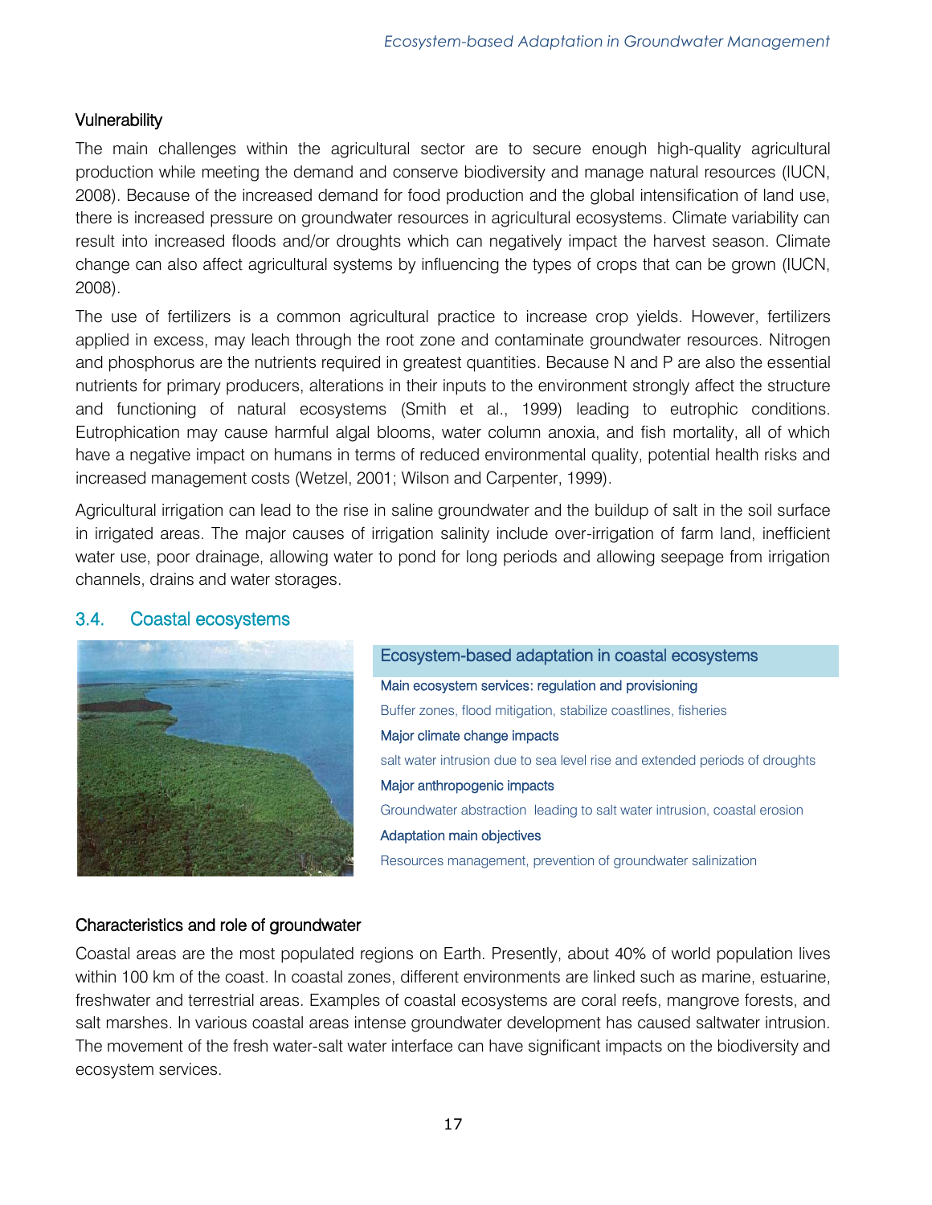#### Vulnerability

The main challenges within the agricultural sector are to secure enough high-quality agricultural production while meeting the demand and conserve biodiversity and manage natural resources (IUCN, 2008). Because of the increased demand for food production and the global intensification of land use, there is increased pressure on groundwater resources in agricultural ecosystems. Climate variability can result into increased floods and/or droughts which can negatively impact the harvest season. Climate change can also affect agricultural systems by influencing the types of crops that can be grown (IUCN, 2008).

The use of fertilizers is a common agricultural practice to increase crop yields. However, fertilizers applied in excess, may leach through the root zone and contaminate groundwater resources. Nitrogen and phosphorus are the nutrients required in greatest quantities. Because N and P are also the essential nutrients for primary producers, alterations in their inputs to the environment strongly affect the structure and functioning of natural ecosystems (Smith et al., 1999) leading to eutrophic conditions. Eutrophication may cause harmful algal blooms, water column anoxia, and fish mortality, all of which have a negative impact on humans in terms of reduced environmental quality, potential health risks and increased management costs (Wetzel, 2001; Wilson and Carpenter, 1999).

Agricultural irrigation can lead to the rise in saline groundwater and the buildup of salt in the soil surface in irrigated areas. The major causes of irrigation salinity include over-irrigation of farm land, inefficient water use, poor drainage, allowing water to pond for long periods and allowing seepage from irrigation channels, drains and water storages.

## 3.4. Coastal ecosystems

| Ecosystem-based adaptation in coastal ecosystems |
|---|
| **Main ecosystem services: regulation and provisioning** |
| Buffer zones, flood mitigation, stabilize coastlines, fisheries |
| **Major climate change impacts** |
| salt water intrusion due to sea level rise and extended periods of droughts |
| **Major anthropogenic impacts** |
| Groundwater abstraction leading to salt water intrusion, coastal erosion |
| **Adaptation main objectives** |
| Resources management, prevention of groundwater salinization |

#### Characteristics and role of groundwater

Coastal areas are the most populated regions on Earth. Presently, about 40% of world population lives within 100 km of the coast. In coastal zones, different environments are linked such as marine, estuarine, freshwater and terrestrial areas. Examples of coastal ecosystems are coral reefs, mangrove forests, and salt marshes. In various coastal areas intense groundwater development has caused saltwater intrusion. The movement of the fresh water-salt water interface can have significant impacts on the biodiversity and ecosystem services.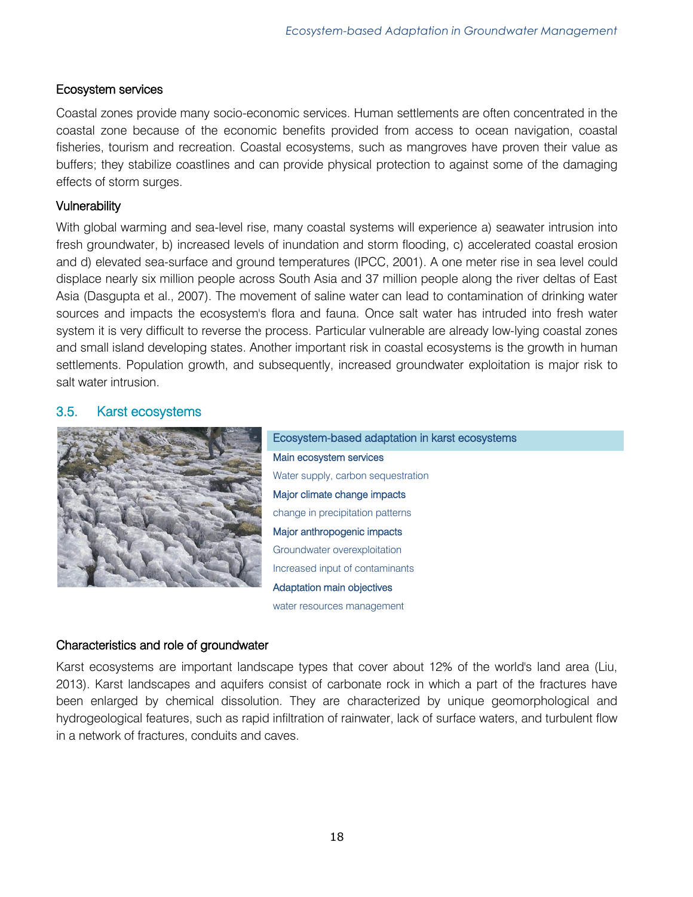### Ecosystem services

Coastal zones provide many socio-economic services. Human settlements are often concentrated in the coastal zone because of the economic benefits provided from access to ocean navigation, coastal fisheries, tourism and recreation. Coastal ecosystems, such as mangroves have proven their value as buffers; they stabilize coastlines and can provide physical protection to against some of the damaging effects of storm surges.

### Vulnerability

With global warming and sea-level rise, many coastal systems will experience a) seawater intrusion into fresh groundwater, b) increased levels of inundation and storm flooding, c) accelerated coastal erosion and d) elevated sea-surface and ground temperatures (IPCC, 2001). A one meter rise in sea level could displace nearly six million people across South Asia and 37 million people along the river deltas of East Asia (Dasgupta et al., 2007). The movement of saline water can lead to contamination of drinking water sources and impacts the ecosystem's flora and fauna. Once salt water has intruded into fresh water system it is very difficult to reverse the process. Particular vulnerable are already low-lying coastal zones and small island developing states. Another important risk in coastal ecosystems is the growth in human settlements. Population growth, and subsequently, increased groundwater exploitation is major risk to salt water intrusion.

## 3.5. Karst ecosystems

| Ecosystem-based adaptation in karst ecosystems |
| --- |
| **Main ecosystem services** |
| Water supply, carbon sequestration |
| **Major climate change impacts** |
| change in precipitation patterns |
| **Major anthropogenic impacts** |
| Groundwater overexploitation |
| Increased input of contaminants |
| **Adaptation main objectives** |
| water resources management |

### Characteristics and role of groundwater

Karst ecosystems are important landscape types that cover about 12% of the world's land area (Liu, 2013). Karst landscapes and aquifers consist of carbonate rock in which a part of the fractures have been enlarged by chemical dissolution. They are characterized by unique geomorphological and hydrogeological features, such as rapid infiltration of rainwater, lack of surface waters, and turbulent flow in a network of fractures, conduits and caves.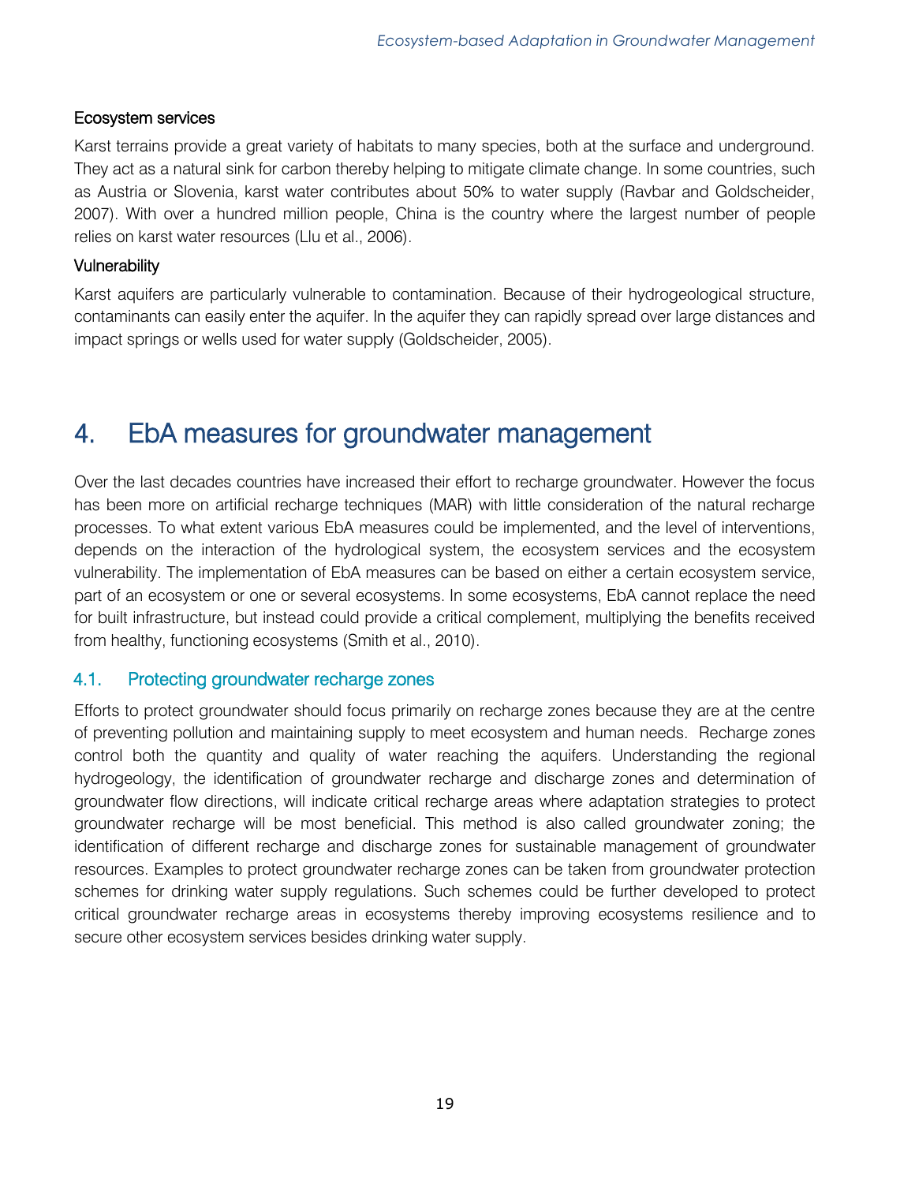#### Ecosystem services

Karst terrains provide a great variety of habitats to many species, both at the surface and underground. They act as a natural sink for carbon thereby helping to mitigate climate change. In some countries, such as Austria or Slovenia, karst water contributes about 50% to water supply (Ravbar and Goldscheider, 2007). With over a hundred million people, China is the country where the largest number of people relies on karst water resources (Llu et al., 2006).

#### Vulnerability

Karst aquifers are particularly vulnerable to contamination. Because of their hydrogeological structure, contaminants can easily enter the aquifer. In the aquifer they can rapidly spread over large distances and impact springs or wells used for water supply (Goldscheider, 2005).

# 4. EbA measures for groundwater management

Over the last decades countries have increased their effort to recharge groundwater. However the focus has been more on artificial recharge techniques (MAR) with little consideration of the natural recharge processes. To what extent various EbA measures could be implemented, and the level of interventions, depends on the interaction of the hydrological system, the ecosystem services and the ecosystem vulnerability. The implementation of EbA measures can be based on either a certain ecosystem service, part of an ecosystem or one or several ecosystems. In some ecosystems, EbA cannot replace the need for built infrastructure, but instead could provide a critical complement, multiplying the benefits received from healthy, functioning ecosystems (Smith et al., 2010).

## 4.1. Protecting groundwater recharge zones

Efforts to protect groundwater should focus primarily on recharge zones because they are at the centre of preventing pollution and maintaining supply to meet ecosystem and human needs. Recharge zones control both the quantity and quality of water reaching the aquifers. Understanding the regional hydrogeology, the identification of groundwater recharge and discharge zones and determination of groundwater flow directions, will indicate critical recharge areas where adaptation strategies to protect groundwater recharge will be most beneficial. This method is also called groundwater zoning; the identification of different recharge and discharge zones for sustainable management of groundwater resources. Examples to protect groundwater recharge zones can be taken from groundwater protection schemes for drinking water supply regulations. Such schemes could be further developed to protect critical groundwater recharge areas in ecosystems thereby improving ecosystems resilience and to secure other ecosystem services besides drinking water supply.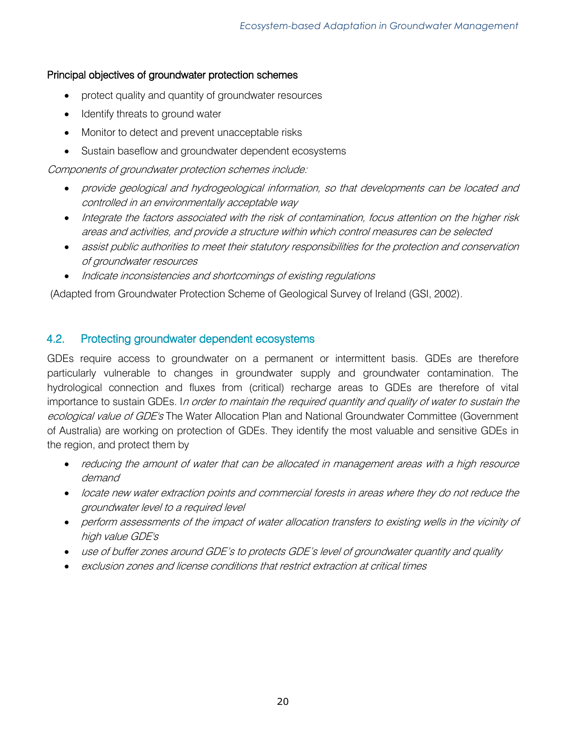Principal objectives of groundwater protection schemes

- protect quality and quantity of groundwater resources
- Identify threats to ground water
- Monitor to detect and prevent unacceptable risks
- Sustain baseflow and groundwater dependent ecosystems

*Components of groundwater protection schemes include:*

- *provide geological and hydrogeological information, so that developments can be located and controlled in an environmentally acceptable way*
- *Integrate the factors associated with the risk of contamination, focus attention on the higher risk areas and activities, and provide a structure within which control measures can be selected*
- *assist public authorities to meet their statutory responsibilities for the protection and conservation of groundwater resources*
- *Indicate inconsistencies and shortcomings of existing regulations*

(Adapted from Groundwater Protection Scheme of Geological Survey of Ireland (GSI, 2002).

## 4.2. Protecting groundwater dependent ecosystems

GDEs require access to groundwater on a permanent or intermittent basis. GDEs are therefore particularly vulnerable to changes in groundwater supply and groundwater contamination. The hydrological connection and fluxes from (critical) recharge areas to GDEs are therefore of vital importance to sustain GDEs. I*n order to maintain the required quantity and quality of water to sustain the ecological value of GDE's* The Water Allocation Plan and National Groundwater Committee (Government of Australia) are working on protection of GDEs. They identify the most valuable and sensitive GDEs in the region, and protect them by

- *reducing the amount of water that can be allocated in management areas with a high resource demand*
- *locate new water extraction points and commercial forests in areas where they do not reduce the groundwater level to a required level*
- *perform assessments of the impact of water allocation transfers to existing wells in the vicinity of high value GDE's*
- *use of buffer zones around GDE's to protects GDE's level of groundwater quantity and quality*
- *exclusion zones and license conditions that restrict extraction at critical times*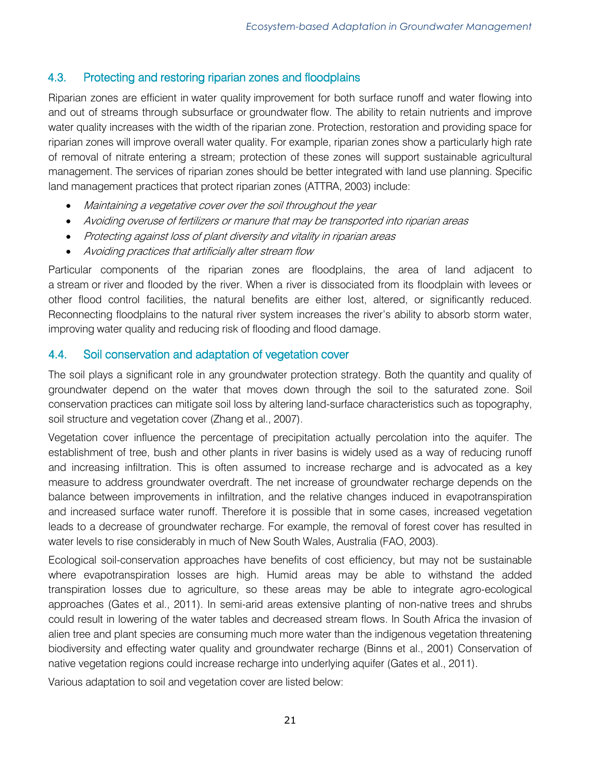## 4.3. Protecting and restoring riparian zones and floodplains

Riparian zones are efficient in water quality improvement for both surface runoff and water flowing into and out of streams through subsurface or groundwater flow. The ability to retain nutrients and improve water quality increases with the width of the riparian zone. Protection, restoration and providing space for riparian zones will improve overall water quality. For example, riparian zones show a particularly high rate of removal of nitrate entering a stream; protection of these zones will support sustainable agricultural management. The services of riparian zones should be better integrated with land use planning. Specific land management practices that protect riparian zones (ATTRA, 2003) include:

- *Maintaining a vegetative cover over the soil throughout the year*
- *Avoiding overuse of fertilizers or manure that may be transported into riparian areas*
- *Protecting against loss of plant diversity and vitality in riparian areas*
- *Avoiding practices that artificially alter stream flow*

Particular components of the riparian zones are floodplains, the area of land adjacent to a stream or river and flooded by the river. When a river is dissociated from its floodplain with levees or other flood control facilities, the natural benefits are either lost, altered, or significantly reduced. Reconnecting floodplains to the natural river system increases the river's ability to absorb storm water, improving water quality and reducing risk of flooding and flood damage.

## 4.4. Soil conservation and adaptation of vegetation cover

The soil plays a significant role in any groundwater protection strategy. Both the quantity and quality of groundwater depend on the water that moves down through the soil to the saturated zone. Soil conservation practices can mitigate soil loss by altering land-surface characteristics such as topography, soil structure and vegetation cover (Zhang et al., 2007).

Vegetation cover influence the percentage of precipitation actually percolation into the aquifer. The establishment of tree, bush and other plants in river basins is widely used as a way of reducing runoff and increasing infiltration. This is often assumed to increase recharge and is advocated as a key measure to address groundwater overdraft. The net increase of groundwater recharge depends on the balance between improvements in infiltration, and the relative changes induced in evapotranspiration and increased surface water runoff. Therefore it is possible that in some cases, increased vegetation leads to a decrease of groundwater recharge. For example, the removal of forest cover has resulted in water levels to rise considerably in much of New South Wales, Australia (FAO, 2003).

Ecological soil-conservation approaches have benefits of cost efficiency, but may not be sustainable where evapotranspiration losses are high. Humid areas may be able to withstand the added transpiration losses due to agriculture, so these areas may be able to integrate agro-ecological approaches (Gates et al., 2011). In semi-arid areas extensive planting of non-native trees and shrubs could result in lowering of the water tables and decreased stream flows. In South Africa the invasion of alien tree and plant species are consuming much more water than the indigenous vegetation threatening biodiversity and effecting water quality and groundwater recharge (Binns et al., 2001) Conservation of native vegetation regions could increase recharge into underlying aquifer (Gates et al., 2011).

Various adaptation to soil and vegetation cover are listed below: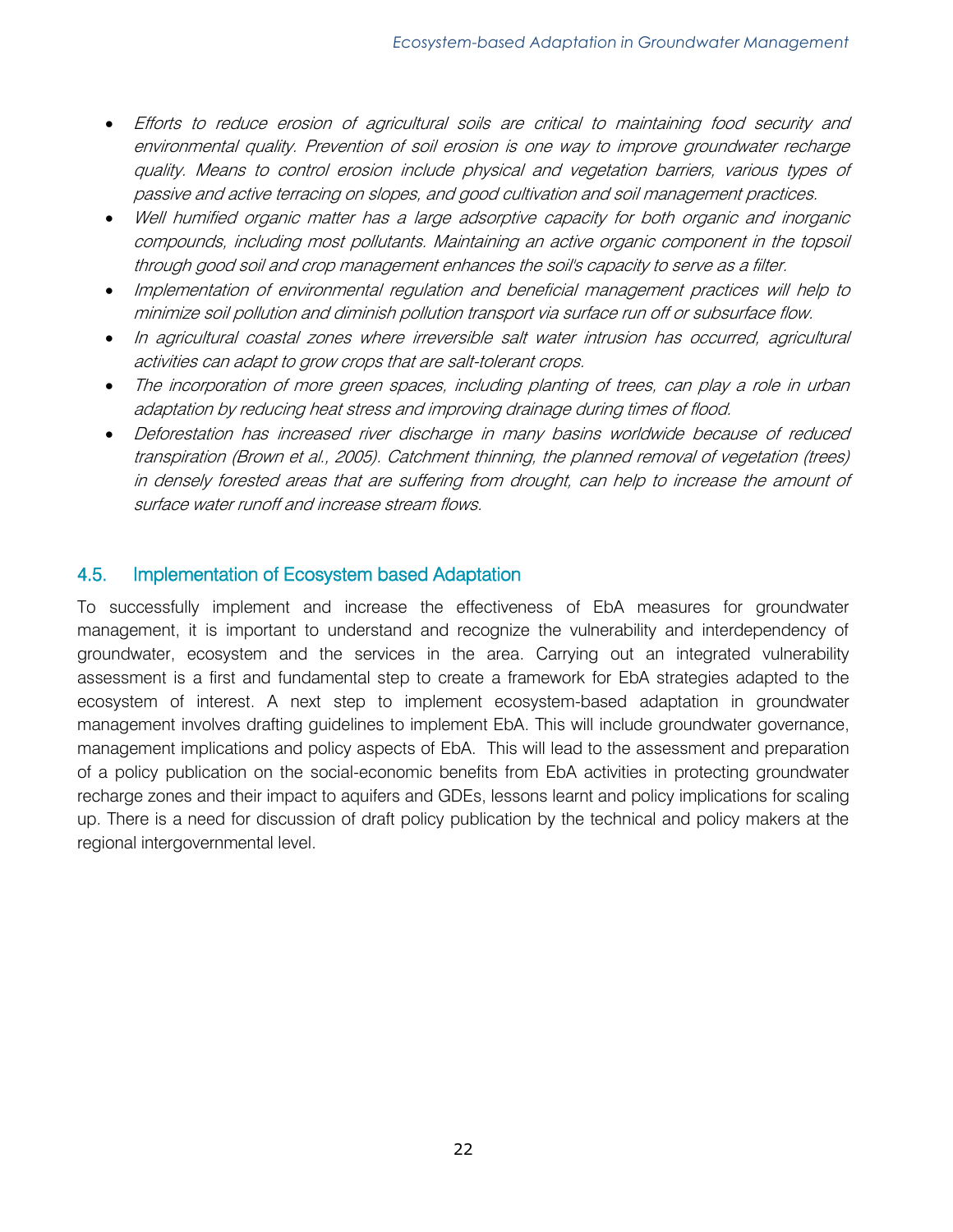- *Efforts to reduce erosion of agricultural soils are critical to maintaining food security and environmental quality. Prevention of soil erosion is one way to improve groundwater recharge quality. Means to control erosion include physical and vegetation barriers, various types of passive and active terracing on slopes, and good cultivation and soil management practices.*
- *Well humified organic matter has a large adsorptive capacity for both organic and inorganic compounds, including most pollutants. Maintaining an active organic component in the topsoil through good soil and crop management enhances the soil's capacity to serve as a filter.*
- *Implementation of environmental regulation and beneficial management practices will help to minimize soil pollution and diminish pollution transport via surface run off or subsurface flow.*
- *In agricultural coastal zones where irreversible salt water intrusion has occurred, agricultural activities can adapt to grow crops that are salt-tolerant crops.*
- *The incorporation of more green spaces, including planting of trees, can play a role in urban adaptation by reducing heat stress and improving drainage during times of flood.*
- *Deforestation has increased river discharge in many basins worldwide because of reduced transpiration (Brown et al., 2005). Catchment thinning, the planned removal of vegetation (trees) in densely forested areas that are suffering from drought, can help to increase the amount of surface water runoff and increase stream flows.*

## 4.5. Implementation of Ecosystem based Adaptation

To successfully implement and increase the effectiveness of EbA measures for groundwater management, it is important to understand and recognize the vulnerability and interdependency of groundwater, ecosystem and the services in the area. Carrying out an integrated vulnerability assessment is a first and fundamental step to create a framework for EbA strategies adapted to the ecosystem of interest. A next step to implement ecosystem-based adaptation in groundwater management involves drafting guidelines to implement EbA. This will include groundwater governance, management implications and policy aspects of EbA. This will lead to the assessment and preparation of a policy publication on the social-economic benefits from EbA activities in protecting groundwater recharge zones and their impact to aquifers and GDEs, lessons learnt and policy implications for scaling up. There is a need for discussion of draft policy publication by the technical and policy makers at the regional intergovernmental level.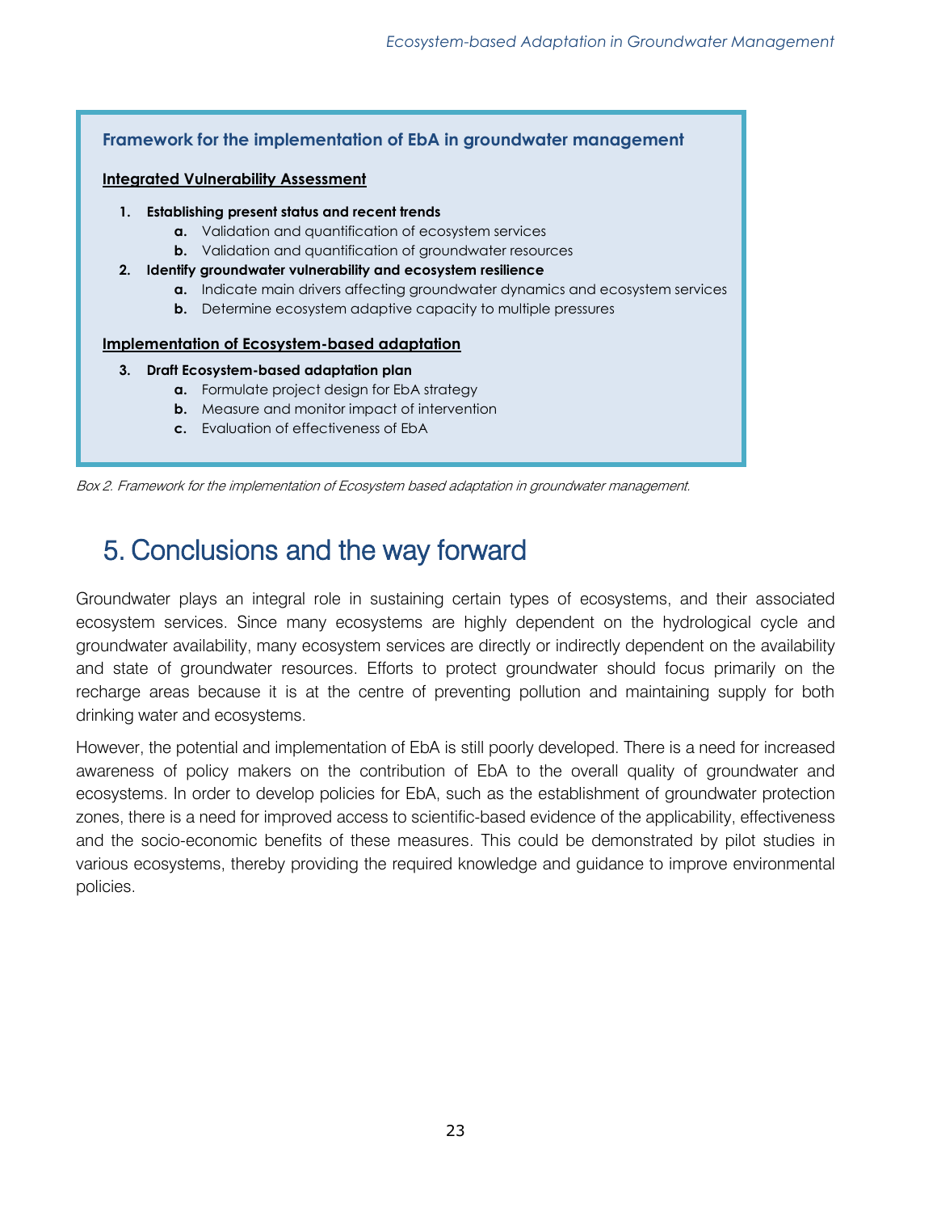**Framework for the implementation of EbA in groundwater management**

**Integrated Vulnerability Assessment**

1. **Establishing present status and recent trends**
   - **a.** Validation and quantification of ecosystem services
   - **b.** Validation and quantification of groundwater resources
2. **Identify groundwater vulnerability and ecosystem resilience**
   - **a.** Indicate main drivers affecting groundwater dynamics and ecosystem services
   - **b.** Determine ecosystem adaptive capacity to multiple pressures

**Implementation of Ecosystem-based adaptation**

3. **Draft Ecosystem-based adaptation plan**
   - **a.** Formulate project design for EbA strategy
   - **b.** Measure and monitor impact of intervention
   - **c.** Evaluation of effectiveness of EbA

*Box 2. Framework for the implementation of Ecosystem based adaptation in groundwater management.*

# 5. Conclusions and the way forward

Groundwater plays an integral role in sustaining certain types of ecosystems, and their associated ecosystem services. Since many ecosystems are highly dependent on the hydrological cycle and groundwater availability, many ecosystem services are directly or indirectly dependent on the availability and state of groundwater resources. Efforts to protect groundwater should focus primarily on the recharge areas because it is at the centre of preventing pollution and maintaining supply for both drinking water and ecosystems.

However, the potential and implementation of EbA is still poorly developed. There is a need for increased awareness of policy makers on the contribution of EbA to the overall quality of groundwater and ecosystems. In order to develop policies for EbA, such as the establishment of groundwater protection zones, there is a need for improved access to scientific-based evidence of the applicability, effectiveness and the socio-economic benefits of these measures. This could be demonstrated by pilot studies in various ecosystems, thereby providing the required knowledge and guidance to improve environmental policies.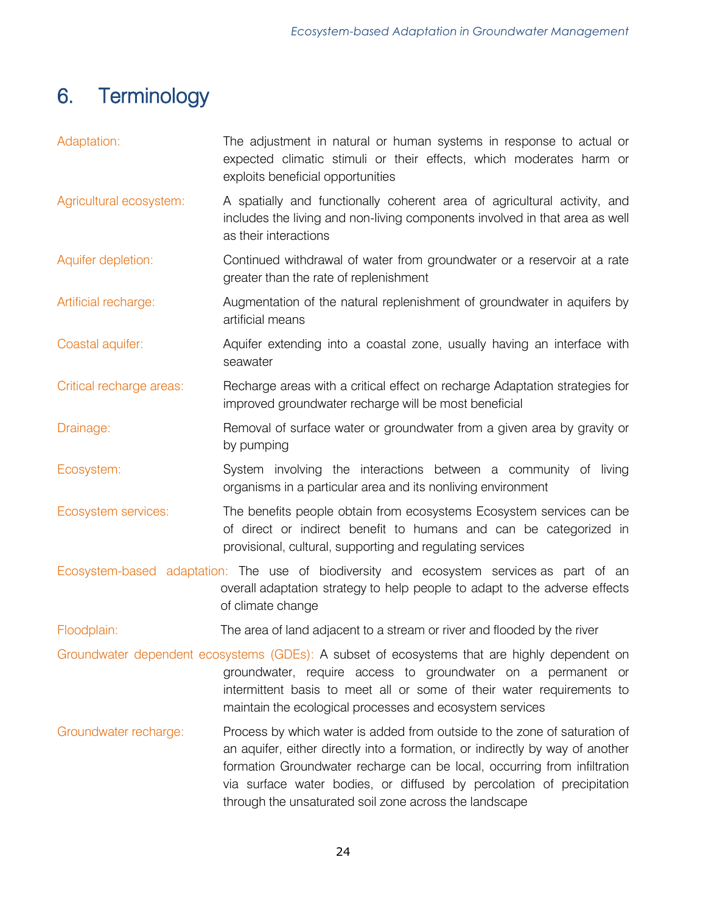# 6. Terminology

**Adaptation:** The adjustment in natural or human systems in response to actual or expected climatic stimuli or their effects, which moderates harm or exploits beneficial opportunities

**Agricultural ecosystem:** A spatially and functionally coherent area of agricultural activity, and includes the living and non-living components involved in that area as well as their interactions

**Aquifer depletion:** Continued withdrawal of water from groundwater or a reservoir at a rate greater than the rate of replenishment

**Artificial recharge:** Augmentation of the natural replenishment of groundwater in aquifers by artificial means

**Coastal aquifer:** Aquifer extending into a coastal zone, usually having an interface with seawater

**Critical recharge areas:** Recharge areas with a critical effect on recharge Adaptation strategies for improved groundwater recharge will be most beneficial

**Drainage:** Removal of surface water or groundwater from a given area by gravity or by pumping

**Ecosystem:** System involving the interactions between a community of living organisms in a particular area and its nonliving environment

**Ecosystem services:** The benefits people obtain from ecosystems Ecosystem services can be of direct or indirect benefit to humans and can be categorized in provisional, cultural, supporting and regulating services

**Ecosystem-based adaptation:** The use of biodiversity and ecosystem services as part of an overall adaptation strategy to help people to adapt to the adverse effects of climate change

**Floodplain:** The area of land adjacent to a stream or river and flooded by the river

**Groundwater dependent ecosystems (GDEs):** A subset of ecosystems that are highly dependent on groundwater, require access to groundwater on a permanent or intermittent basis to meet all or some of their water requirements to maintain the ecological processes and ecosystem services

**Groundwater recharge:** Process by which water is added from outside to the zone of saturation of an aquifer, either directly into a formation, or indirectly by way of another formation Groundwater recharge can be local, occurring from infiltration via surface water bodies, or diffused by percolation of precipitation through the unsaturated soil zone across the landscape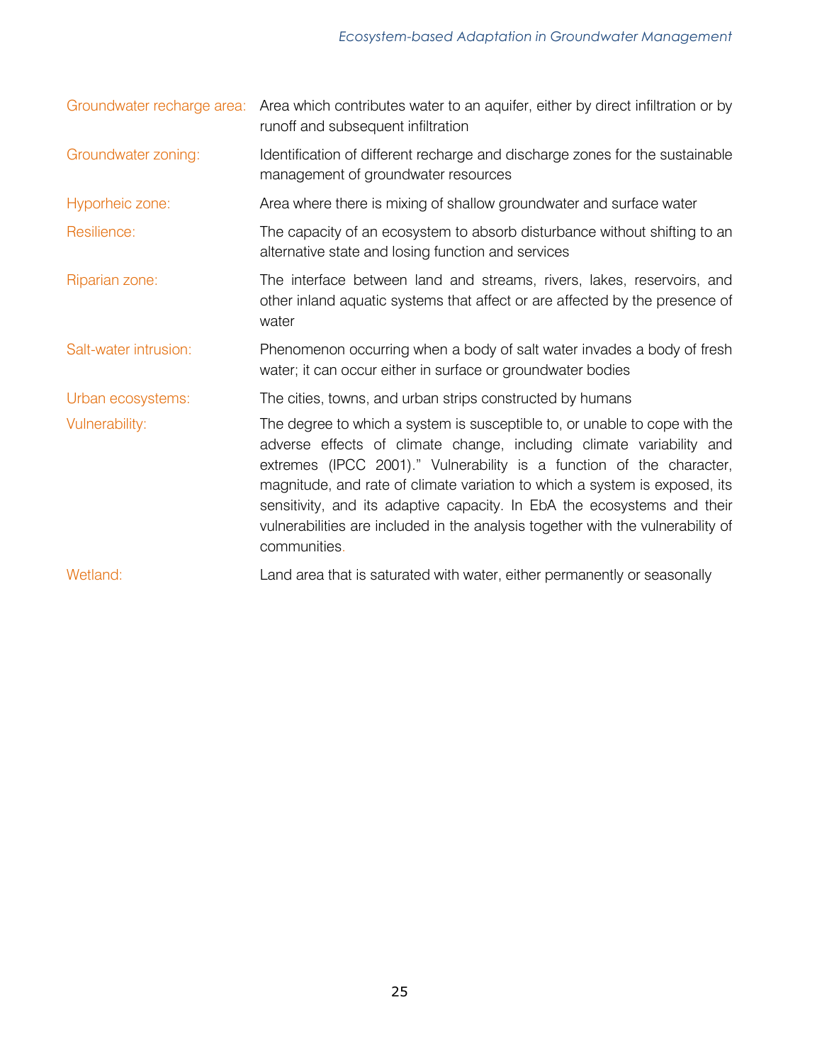| | |
|---|---|
| Groundwater recharge area: | Area which contributes water to an aquifer, either by direct infiltration or by runoff and subsequent infiltration |
| Groundwater zoning: | Identification of different recharge and discharge zones for the sustainable management of groundwater resources |
| Hyporheic zone: | Area where there is mixing of shallow groundwater and surface water |
| Resilience: | The capacity of an ecosystem to absorb disturbance without shifting to an alternative state and losing function and services |
| Riparian zone: | The interface between land and streams, rivers, lakes, reservoirs, and other inland aquatic systems that affect or are affected by the presence of water |
| Salt-water intrusion: | Phenomenon occurring when a body of salt water invades a body of fresh water; it can occur either in surface or groundwater bodies |
| Urban ecosystems: | The cities, towns, and urban strips constructed by humans |
| Vulnerability: | The degree to which a system is susceptible to, or unable to cope with the adverse effects of climate change, including climate variability and extremes (IPCC 2001)." Vulnerability is a function of the character, magnitude, and rate of climate variation to which a system is exposed, its sensitivity, and its adaptive capacity. In EbA the ecosystems and their vulnerabilities are included in the analysis together with the vulnerability of communities. |
| Wetland: | Land area that is saturated with water, either permanently or seasonally |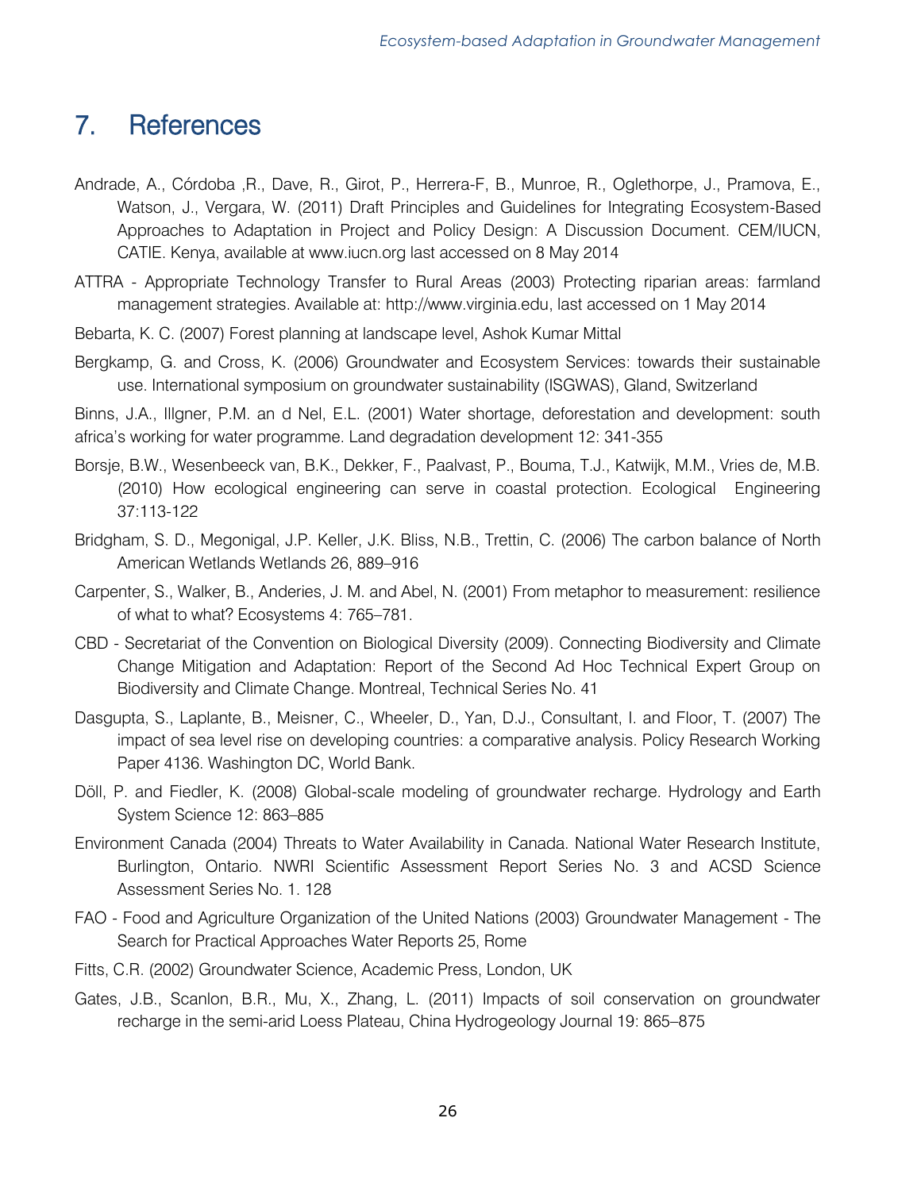# 7. References

Andrade, A., Córdoba ,R., Dave, R., Girot, P., Herrera-F, B., Munroe, R., Oglethorpe, J., Pramova, E., Watson, J., Vergara, W. (2011) Draft Principles and Guidelines for Integrating Ecosystem-Based Approaches to Adaptation in Project and Policy Design: A Discussion Document. CEM/IUCN, CATIE. Kenya, available at www.iucn.org last accessed on 8 May 2014

ATTRA - Appropriate Technology Transfer to Rural Areas (2003) Protecting riparian areas: farmland management strategies. Available at: http://www.virginia.edu, last accessed on 1 May 2014

Bebarta, K. C. (2007) Forest planning at landscape level, Ashok Kumar Mittal

Bergkamp, G. and Cross, K. (2006) Groundwater and Ecosystem Services: towards their sustainable use. International symposium on groundwater sustainability (ISGWAS), Gland, Switzerland

Binns, J.A., Illgner, P.M. an d Nel, E.L. (2001) Water shortage, deforestation and development: south africa's working for water programme. Land degradation development 12: 341-355

Borsje, B.W., Wesenbeeck van, B.K., Dekker, F., Paalvast, P., Bouma, T.J., Katwijk, M.M., Vries de, M.B. (2010) How ecological engineering can serve in coastal protection. Ecological Engineering 37:113-122

Bridgham, S. D., Megonigal, J.P. Keller, J.K. Bliss, N.B., Trettin, C. (2006) The carbon balance of North American Wetlands Wetlands 26, 889–916

Carpenter, S., Walker, B., Anderies, J. M. and Abel, N. (2001) From metaphor to measurement: resilience of what to what? Ecosystems 4: 765–781.

CBD - Secretariat of the Convention on Biological Diversity (2009). Connecting Biodiversity and Climate Change Mitigation and Adaptation: Report of the Second Ad Hoc Technical Expert Group on Biodiversity and Climate Change. Montreal, Technical Series No. 41

Dasgupta, S., Laplante, B., Meisner, C., Wheeler, D., Yan, D.J., Consultant, I. and Floor, T. (2007) The impact of sea level rise on developing countries: a comparative analysis. Policy Research Working Paper 4136. Washington DC, World Bank.

Döll, P. and Fiedler, K. (2008) Global-scale modeling of groundwater recharge. Hydrology and Earth System Science 12: 863–885

Environment Canada (2004) Threats to Water Availability in Canada. National Water Research Institute, Burlington, Ontario. NWRI Scientific Assessment Report Series No. 3 and ACSD Science Assessment Series No. 1. 128

FAO - Food and Agriculture Organization of the United Nations (2003) Groundwater Management - The Search for Practical Approaches Water Reports 25, Rome

Fitts, C.R. (2002) Groundwater Science, Academic Press, London, UK

Gates, J.B., Scanlon, B.R., Mu, X., Zhang, L. (2011) Impacts of soil conservation on groundwater recharge in the semi-arid Loess Plateau, China Hydrogeology Journal 19: 865–875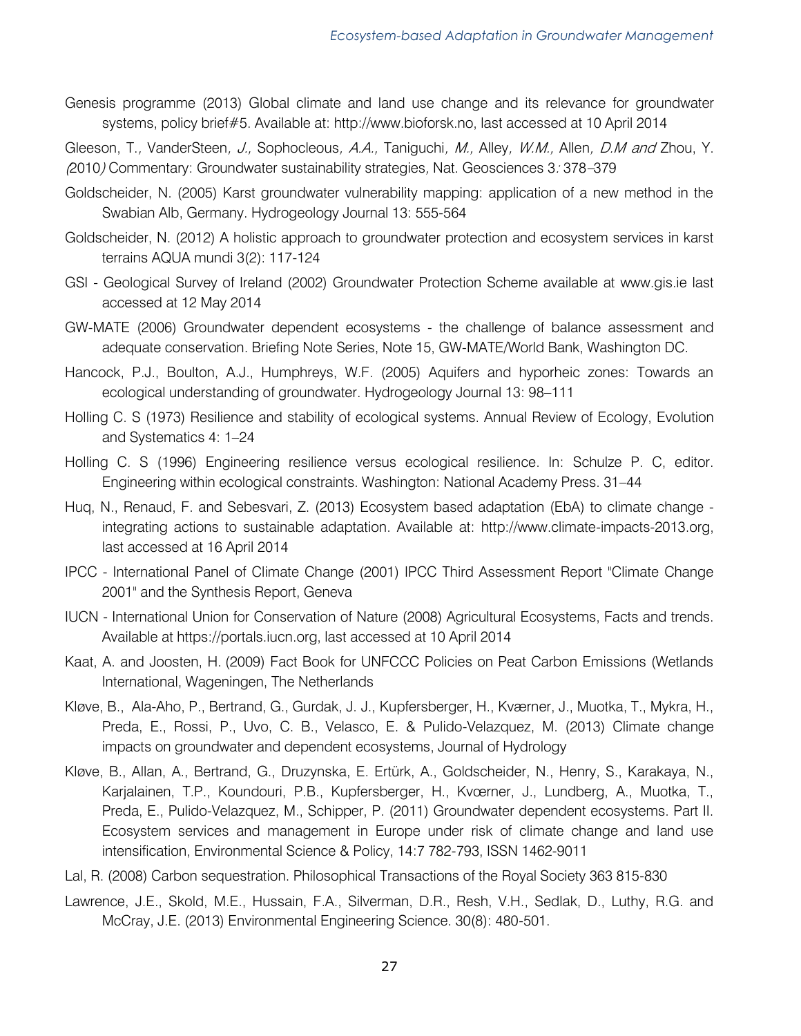Genesis programme (2013) Global climate and land use change and its relevance for groundwater systems, policy brief#5. Available at: http://www.bioforsk.no, last accessed at 10 April 2014

Gleeson, T., VanderSteen, *J.,* Sophocleous, *A.A.,* Taniguchi, *M.,* Alley, *W.M.,* Allen, *D.M and* Zhou, Y. *(*2010*)* Commentary: Groundwater sustainability strategies, Nat. Geosciences 3*:* 378–379

Goldscheider, N. (2005) Karst groundwater vulnerability mapping: application of a new method in the Swabian Alb, Germany. Hydrogeology Journal 13: 555-564

Goldscheider, N. (2012) A holistic approach to groundwater protection and ecosystem services in karst terrains AQUA mundi 3(2): 117-124

GSI - Geological Survey of Ireland (2002) Groundwater Protection Scheme available at www.gis.ie last accessed at 12 May 2014

GW-MATE (2006) Groundwater dependent ecosystems - the challenge of balance assessment and adequate conservation. Briefing Note Series, Note 15, GW-MATE/World Bank, Washington DC.

Hancock, P.J., Boulton, A.J., Humphreys, W.F. (2005) Aquifers and hyporheic zones: Towards an ecological understanding of groundwater. Hydrogeology Journal 13: 98–111

Holling C. S (1973) Resilience and stability of ecological systems. Annual Review of Ecology, Evolution and Systematics 4: 1–24

Holling C. S (1996) Engineering resilience versus ecological resilience. In: Schulze P. C, editor. Engineering within ecological constraints. Washington: National Academy Press. 31–44

Huq, N., Renaud, F. and Sebesvari, Z. (2013) Ecosystem based adaptation (EbA) to climate change - integrating actions to sustainable adaptation. Available at: http://www.climate-impacts-2013.org, last accessed at 16 April 2014

IPCC - International Panel of Climate Change (2001) IPCC Third Assessment Report "Climate Change 2001" and the Synthesis Report, Geneva

IUCN - International Union for Conservation of Nature (2008) Agricultural Ecosystems, Facts and trends. Available at https://portals.iucn.org, last accessed at 10 April 2014

Kaat, A. and Joosten, H. (2009) Fact Book for UNFCCC Policies on Peat Carbon Emissions (Wetlands International, Wageningen, The Netherlands

Kløve, B., Ala-Aho, P., Bertrand, G., Gurdak, J. J., Kupfersberger, H., Kværner, J., Muotka, T., Mykra, H., Preda, E., Rossi, P., Uvo, C. B., Velasco, E. & Pulido-Velazquez, M. (2013) Climate change impacts on groundwater and dependent ecosystems, Journal of Hydrology

Kløve, B., Allan, A., Bertrand, G., Druzynska, E. Ertürk, A., Goldscheider, N., Henry, S., Karakaya, N., Karjalainen, T.P., Koundouri, P.B., Kupfersberger, H., Kvœrner, J., Lundberg, A., Muotka, T., Preda, E., Pulido-Velazquez, M., Schipper, P. (2011) Groundwater dependent ecosystems. Part II. Ecosystem services and management in Europe under risk of climate change and land use intensification, Environmental Science & Policy, 14:7 782-793, ISSN 1462-9011

Lal, R. (2008) Carbon sequestration. Philosophical Transactions of the Royal Society 363 815-830

Lawrence, J.E., Skold, M.E., Hussain, F.A., Silverman, D.R., Resh, V.H., Sedlak, D., Luthy, R.G. and McCray, J.E. (2013) Environmental Engineering Science. 30(8): 480-501.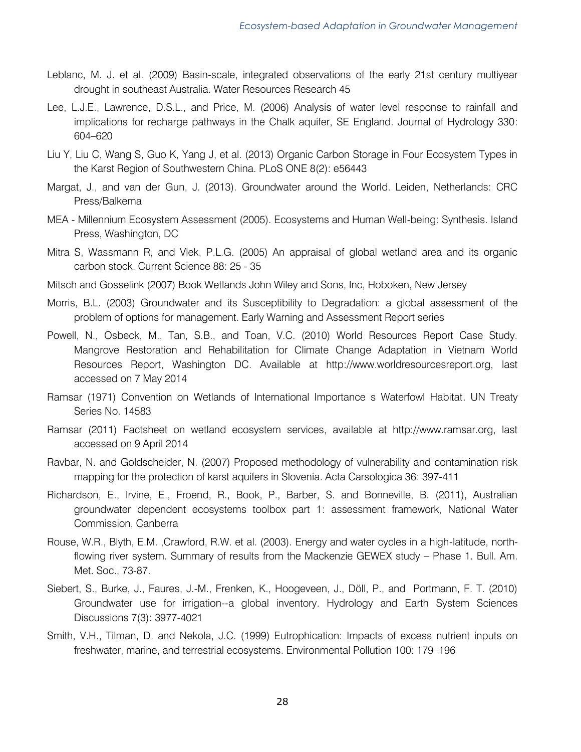Leblanc, M. J. et al. (2009) Basin-scale, integrated observations of the early 21st century multiyear drought in southeast Australia. Water Resources Research 45

Lee, L.J.E., Lawrence, D.S.L., and Price, M. (2006) Analysis of water level response to rainfall and implications for recharge pathways in the Chalk aquifer, SE England. Journal of Hydrology 330: 604–620

Liu Y, Liu C, Wang S, Guo K, Yang J, et al. (2013) Organic Carbon Storage in Four Ecosystem Types in the Karst Region of Southwestern China. PLoS ONE 8(2): e56443

Margat, J., and van der Gun, J. (2013). Groundwater around the World. Leiden, Netherlands: CRC Press/Balkema

MEA - Millennium Ecosystem Assessment (2005). Ecosystems and Human Well-being: Synthesis. Island Press, Washington, DC

Mitra S, Wassmann R, and Vlek, P.L.G. (2005) An appraisal of global wetland area and its organic carbon stock. Current Science 88: 25 - 35

Mitsch and Gosselink (2007) Book Wetlands John Wiley and Sons, Inc, Hoboken, New Jersey

Morris, B.L. (2003) Groundwater and its Susceptibility to Degradation: a global assessment of the problem of options for management. Early Warning and Assessment Report series

Powell, N., Osbeck, M., Tan, S.B., and Toan, V.C. (2010) World Resources Report Case Study. Mangrove Restoration and Rehabilitation for Climate Change Adaptation in Vietnam World Resources Report, Washington DC. Available at http://www.worldresourcesreport.org, last accessed on 7 May 2014

Ramsar (1971) Convention on Wetlands of International Importance s Waterfowl Habitat. UN Treaty Series No. 14583

Ramsar (2011) Factsheet on wetland ecosystem services, available at http://www.ramsar.org, last accessed on 9 April 2014

Ravbar, N. and Goldscheider, N. (2007) Proposed methodology of vulnerability and contamination risk mapping for the protection of karst aquifers in Slovenia. Acta Carsologica 36: 397-411

Richardson, E., Irvine, E., Froend, R., Book, P., Barber, S. and Bonneville, B. (2011), Australian groundwater dependent ecosystems toolbox part 1: assessment framework, National Water Commission, Canberra

Rouse, W.R., Blyth, E.M. ,Crawford, R.W. et al. (2003). Energy and water cycles in a high-latitude, north-flowing river system. Summary of results from the Mackenzie GEWEX study – Phase 1. Bull. Am. Met. Soc., 73-87.

Siebert, S., Burke, J., Faures, J.-M., Frenken, K., Hoogeveen, J., Döll, P., and Portmann, F. T. (2010) Groundwater use for irrigation--a global inventory. Hydrology and Earth System Sciences Discussions 7(3): 3977-4021

Smith, V.H., Tilman, D. and Nekola, J.C. (1999) Eutrophication: Impacts of excess nutrient inputs on freshwater, marine, and terrestrial ecosystems. Environmental Pollution 100: 179–196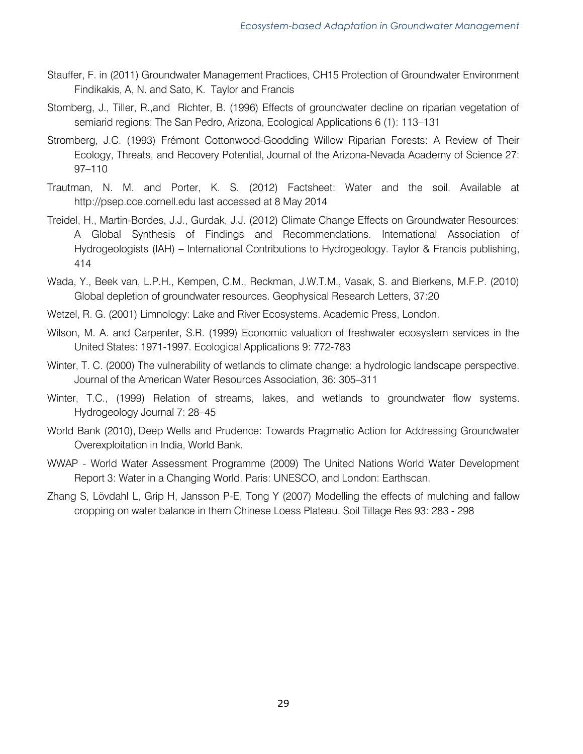Stauffer, F. in (2011) Groundwater Management Practices, CH15 Protection of Groundwater Environment Findikakis, A, N. and Sato, K. Taylor and Francis

Stomberg, J., Tiller, R.,and Richter, B. (1996) Effects of groundwater decline on riparian vegetation of semiarid regions: The San Pedro, Arizona, Ecological Applications 6 (1): 113–131

Stromberg, J.C. (1993) Frémont Cottonwood-Goodding Willow Riparian Forests: A Review of Their Ecology, Threats, and Recovery Potential, Journal of the Arizona-Nevada Academy of Science 27: 97–110

Trautman, N. M. and Porter, K. S. (2012) Factsheet: Water and the soil. Available at http://psep.cce.cornell.edu last accessed at 8 May 2014

Treidel, H., Martin-Bordes, J.J., Gurdak, J.J. (2012) Climate Change Effects on Groundwater Resources: A Global Synthesis of Findings and Recommendations. International Association of Hydrogeologists (IAH) – International Contributions to Hydrogeology. Taylor & Francis publishing, 414

Wada, Y., Beek van, L.P.H., Kempen, C.M., Reckman, J.W.T.M., Vasak, S. and Bierkens, M.F.P. (2010) Global depletion of groundwater resources. Geophysical Research Letters, 37:20

Wetzel, R. G. (2001) Limnology: Lake and River Ecosystems. Academic Press, London.

Wilson, M. A. and Carpenter, S.R. (1999) Economic valuation of freshwater ecosystem services in the United States: 1971-1997. Ecological Applications 9: 772-783

Winter, T. C. (2000) The vulnerability of wetlands to climate change: a hydrologic landscape perspective. Journal of the American Water Resources Association, 36: 305–311

Winter, T.C., (1999) Relation of streams, lakes, and wetlands to groundwater flow systems. Hydrogeology Journal 7: 28–45

World Bank (2010), Deep Wells and Prudence: Towards Pragmatic Action for Addressing Groundwater Overexploitation in India, World Bank.

WWAP - World Water Assessment Programme (2009) The United Nations World Water Development Report 3: Water in a Changing World. Paris: UNESCO, and London: Earthscan.

Zhang S, Lövdahl L, Grip H, Jansson P-E, Tong Y (2007) Modelling the effects of mulching and fallow cropping on water balance in them Chinese Loess Plateau. Soil Tillage Res 93: 283 - 298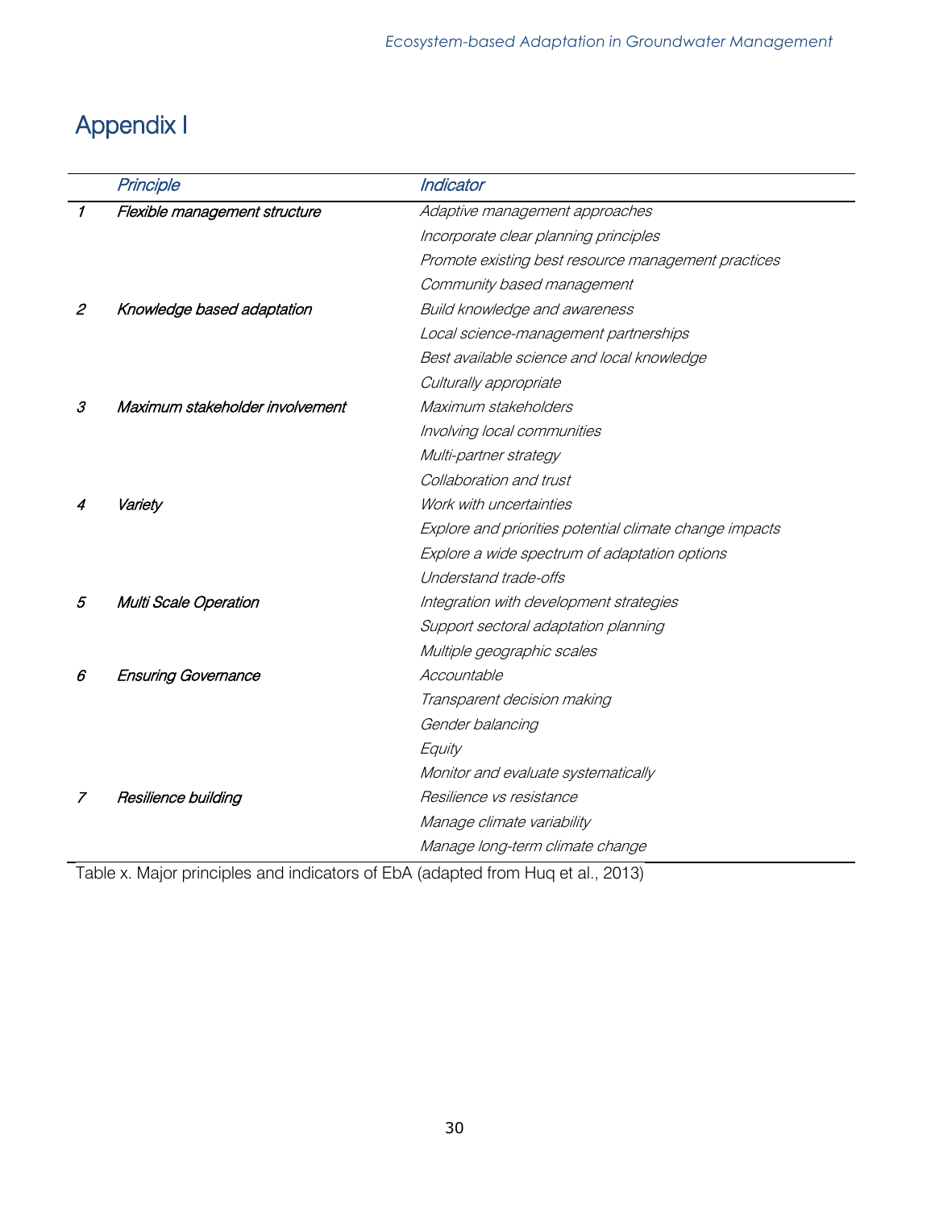# Appendix I

| | *Principle* | *Indicator* |
|---|---|---|
| *1* | *Flexible management structure* | *Adaptive management approaches* |
| | | *Incorporate clear planning principles* |
| | | *Promote existing best resource management practices* |
| | | *Community based management* |
| *2* | *Knowledge based adaptation* | *Build knowledge and awareness* |
| | | *Local science-management partnerships* |
| | | *Best available science and local knowledge* |
| | | *Culturally appropriate* |
| *3* | *Maximum stakeholder involvement* | *Maximum stakeholders* |
| | | *Involving local communities* |
| | | *Multi-partner strategy* |
| | | *Collaboration and trust* |
| *4* | *Variety* | *Work with uncertainties* |
| | | *Explore and priorities potential climate change impacts* |
| | | *Explore a wide spectrum of adaptation options* |
| | | *Understand trade-offs* |
| *5* | *Multi Scale Operation* | *Integration with development strategies* |
| | | *Support sectoral adaptation planning* |
| | | *Multiple geographic scales* |
| *6* | *Ensuring Governance* | *Accountable* |
| | | *Transparent decision making* |
| | | *Gender balancing* |
| | | *Equity* |
| | | *Monitor and evaluate systematically* |
| *7* | *Resilience building* | *Resilience vs resistance* |
| | | *Manage climate variability* |
| | | *Manage long-term climate change* |

Table x. Major principles and indicators of EbA (adapted from Huq et al., 2013)